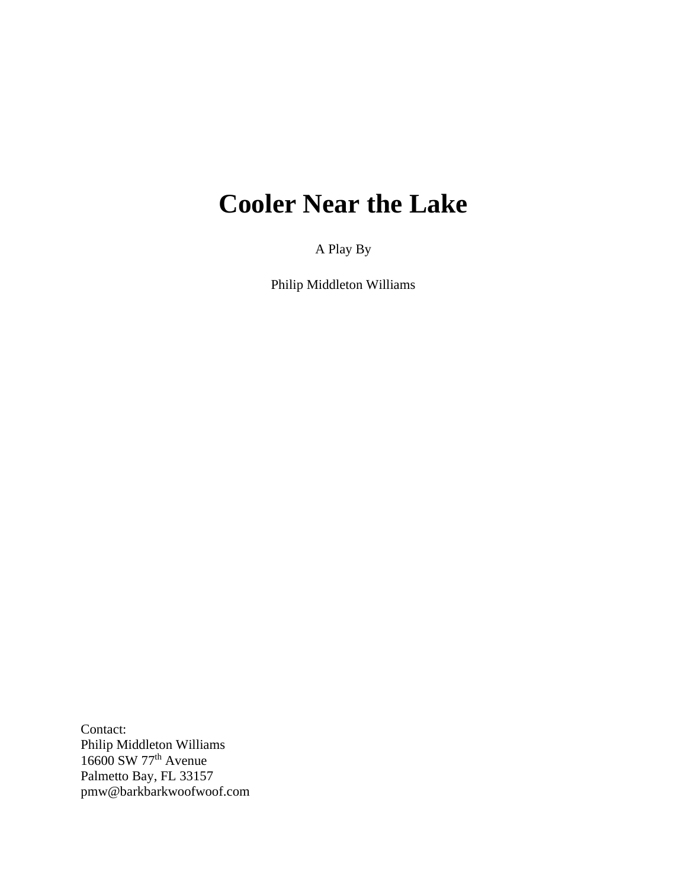# Cooler Near the Lake

A Play By

Philip Middleton Williams

Contact:
Philip Middleton Williams
16600 SW 77th Avenue
Palmetto Bay, FL 33157
pmw@barkbarkwoofwoof.com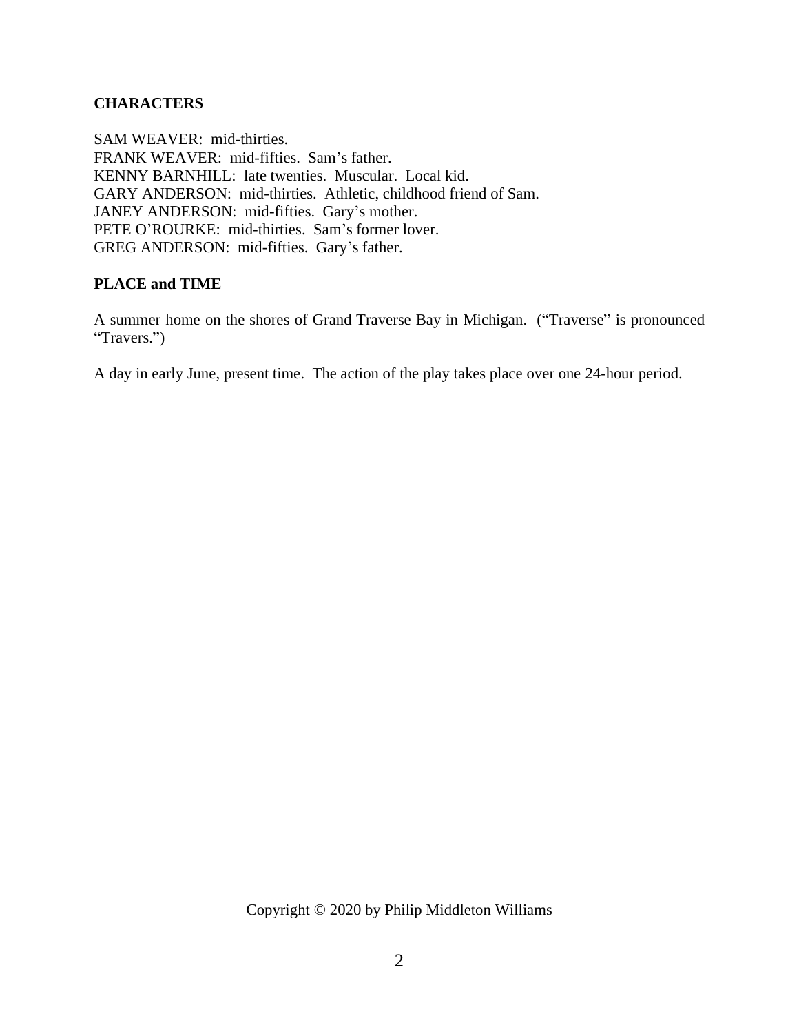**CHARACTERS**

SAM WEAVER: mid-thirties.
FRANK WEAVER: mid-fifties. Sam's father.
KENNY BARNHILL: late twenties. Muscular. Local kid.
GARY ANDERSON: mid-thirties. Athletic, childhood friend of Sam.
JANEY ANDERSON: mid-fifties. Gary's mother.
PETE O'ROURKE: mid-thirties. Sam's former lover.
GREG ANDERSON: mid-fifties. Gary's father.

**PLACE and TIME**

A summer home on the shores of Grand Traverse Bay in Michigan. ("Traverse" is pronounced "Travers.")

A day in early June, present time. The action of the play takes place over one 24-hour period.

Copyright © 2020 by Philip Middleton Williams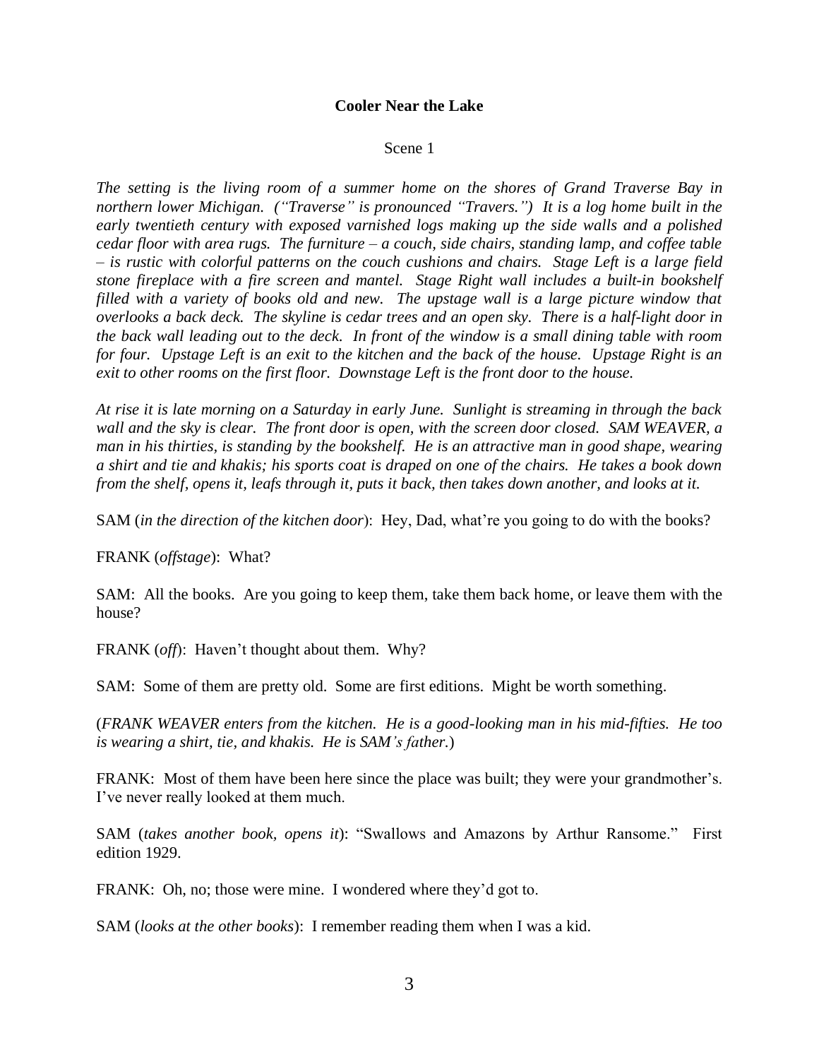**Cooler Near the Lake**

Scene 1

*The setting is the living room of a summer home on the shores of Grand Traverse Bay in northern lower Michigan. ("Traverse" is pronounced "Travers.") It is a log home built in the early twentieth century with exposed varnished logs making up the side walls and a polished cedar floor with area rugs. The furniture – a couch, side chairs, standing lamp, and coffee table – is rustic with colorful patterns on the couch cushions and chairs. Stage Left is a large field stone fireplace with a fire screen and mantel. Stage Right wall includes a built-in bookshelf filled with a variety of books old and new. The upstage wall is a large picture window that overlooks a back deck. The skyline is cedar trees and an open sky. There is a half-light door in the back wall leading out to the deck. In front of the window is a small dining table with room for four. Upstage Left is an exit to the kitchen and the back of the house. Upstage Right is an exit to other rooms on the first floor. Downstage Left is the front door to the house.*

*At rise it is late morning on a Saturday in early June. Sunlight is streaming in through the back wall and the sky is clear. The front door is open, with the screen door closed. SAM WEAVER, a man in his thirties, is standing by the bookshelf. He is an attractive man in good shape, wearing a shirt and tie and khakis; his sports coat is draped on one of the chairs. He takes a book down from the shelf, opens it, leafs through it, puts it back, then takes down another, and looks at it.*

SAM (*in the direction of the kitchen door*): Hey, Dad, what're you going to do with the books?

FRANK (*offstage*): What?

SAM: All the books. Are you going to keep them, take them back home, or leave them with the house?

FRANK (*off*): Haven't thought about them. Why?

SAM: Some of them are pretty old. Some are first editions. Might be worth something.

(*FRANK WEAVER enters from the kitchen. He is a good-looking man in his mid-fifties. He too is wearing a shirt, tie, and khakis. He is SAM's father.*)

FRANK: Most of them have been here since the place was built; they were your grandmother's. I've never really looked at them much.

SAM (*takes another book, opens it*): "Swallows and Amazons by Arthur Ransome." First edition 1929.

FRANK: Oh, no; those were mine. I wondered where they'd got to.

SAM (*looks at the other books*): I remember reading them when I was a kid.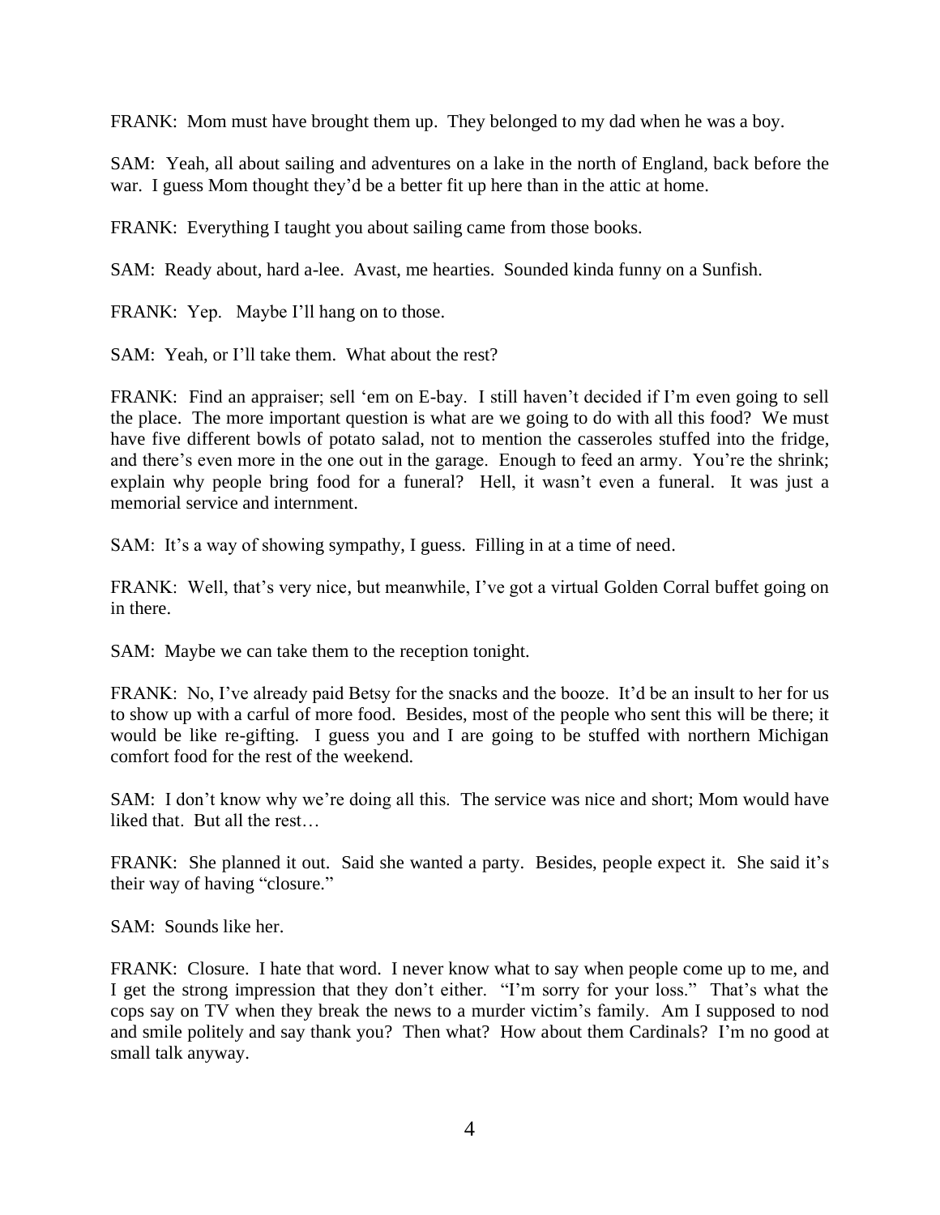FRANK: Mom must have brought them up. They belonged to my dad when he was a boy.

SAM: Yeah, all about sailing and adventures on a lake in the north of England, back before the war. I guess Mom thought they'd be a better fit up here than in the attic at home.

FRANK: Everything I taught you about sailing came from those books.

SAM: Ready about, hard a-lee. Avast, me hearties. Sounded kinda funny on a Sunfish.

FRANK: Yep. Maybe I'll hang on to those.

SAM: Yeah, or I'll take them. What about the rest?

FRANK: Find an appraiser; sell 'em on E-bay. I still haven't decided if I'm even going to sell the place. The more important question is what are we going to do with all this food? We must have five different bowls of potato salad, not to mention the casseroles stuffed into the fridge, and there's even more in the one out in the garage. Enough to feed an army. You're the shrink; explain why people bring food for a funeral? Hell, it wasn't even a funeral. It was just a memorial service and internment.

SAM: It's a way of showing sympathy, I guess. Filling in at a time of need.

FRANK: Well, that's very nice, but meanwhile, I've got a virtual Golden Corral buffet going on in there.

SAM: Maybe we can take them to the reception tonight.

FRANK: No, I've already paid Betsy for the snacks and the booze. It'd be an insult to her for us to show up with a carful of more food. Besides, most of the people who sent this will be there; it would be like re-gifting. I guess you and I are going to be stuffed with northern Michigan comfort food for the rest of the weekend.

SAM: I don't know why we're doing all this. The service was nice and short; Mom would have liked that. But all the rest…

FRANK: She planned it out. Said she wanted a party. Besides, people expect it. She said it's their way of having "closure."

SAM: Sounds like her.

FRANK: Closure. I hate that word. I never know what to say when people come up to me, and I get the strong impression that they don't either. "I'm sorry for your loss." That's what the cops say on TV when they break the news to a murder victim's family. Am I supposed to nod and smile politely and say thank you? Then what? How about them Cardinals? I'm no good at small talk anyway.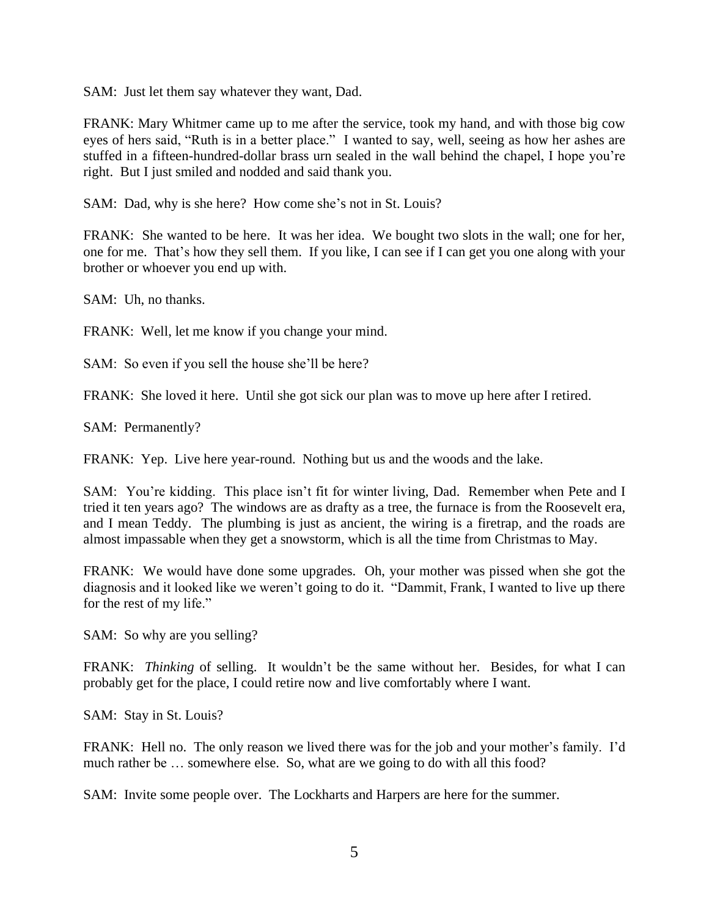SAM: Just let them say whatever they want, Dad.

FRANK: Mary Whitmer came up to me after the service, took my hand, and with those big cow eyes of hers said, "Ruth is in a better place." I wanted to say, well, seeing as how her ashes are stuffed in a fifteen-hundred-dollar brass urn sealed in the wall behind the chapel, I hope you're right. But I just smiled and nodded and said thank you.

SAM: Dad, why is she here? How come she's not in St. Louis?

FRANK: She wanted to be here. It was her idea. We bought two slots in the wall; one for her, one for me. That's how they sell them. If you like, I can see if I can get you one along with your brother or whoever you end up with.

SAM: Uh, no thanks.

FRANK: Well, let me know if you change your mind.

SAM: So even if you sell the house she'll be here?

FRANK: She loved it here. Until she got sick our plan was to move up here after I retired.

SAM: Permanently?

FRANK: Yep. Live here year-round. Nothing but us and the woods and the lake.

SAM: You're kidding. This place isn't fit for winter living, Dad. Remember when Pete and I tried it ten years ago? The windows are as drafty as a tree, the furnace is from the Roosevelt era, and I mean Teddy. The plumbing is just as ancient, the wiring is a firetrap, and the roads are almost impassable when they get a snowstorm, which is all the time from Christmas to May.

FRANK: We would have done some upgrades. Oh, your mother was pissed when she got the diagnosis and it looked like we weren't going to do it. "Dammit, Frank, I wanted to live up there for the rest of my life."

SAM: So why are you selling?

FRANK: *Thinking* of selling. It wouldn't be the same without her. Besides, for what I can probably get for the place, I could retire now and live comfortably where I want.

SAM: Stay in St. Louis?

FRANK: Hell no. The only reason we lived there was for the job and your mother's family. I'd much rather be … somewhere else. So, what are we going to do with all this food?

SAM: Invite some people over. The Lockharts and Harpers are here for the summer.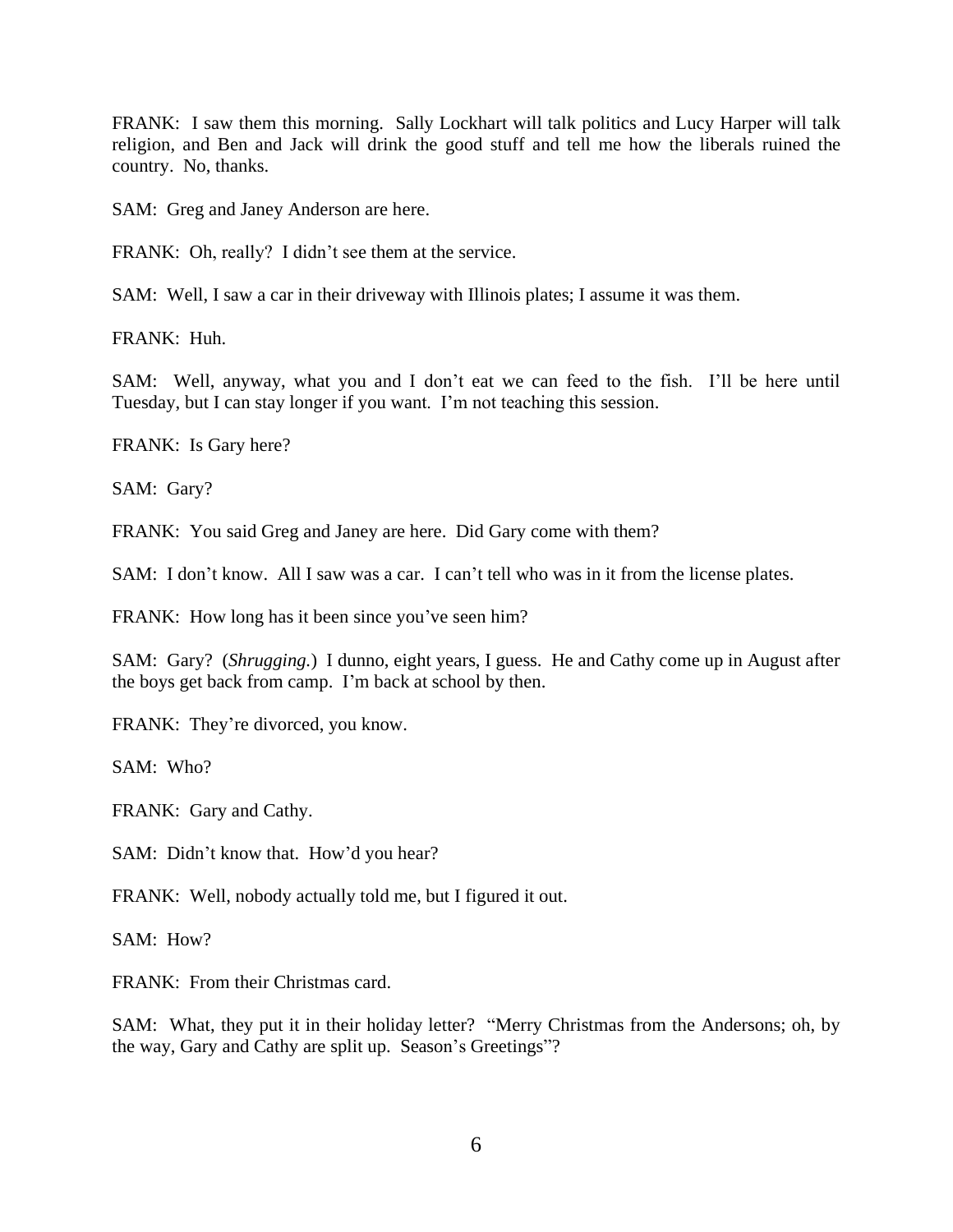FRANK: I saw them this morning. Sally Lockhart will talk politics and Lucy Harper will talk religion, and Ben and Jack will drink the good stuff and tell me how the liberals ruined the country. No, thanks.

SAM: Greg and Janey Anderson are here.

FRANK: Oh, really? I didn't see them at the service.

SAM: Well, I saw a car in their driveway with Illinois plates; I assume it was them.

FRANK: Huh.

SAM: Well, anyway, what you and I don't eat we can feed to the fish. I'll be here until Tuesday, but I can stay longer if you want. I'm not teaching this session.

FRANK: Is Gary here?

SAM: Gary?

FRANK: You said Greg and Janey are here. Did Gary come with them?

SAM: I don't know. All I saw was a car. I can't tell who was in it from the license plates.

FRANK: How long has it been since you've seen him?

SAM: Gary? (*Shrugging.*) I dunno, eight years, I guess. He and Cathy come up in August after the boys get back from camp. I'm back at school by then.

FRANK: They're divorced, you know.

SAM: Who?

FRANK: Gary and Cathy.

SAM: Didn't know that. How'd you hear?

FRANK: Well, nobody actually told me, but I figured it out.

SAM: How?

FRANK: From their Christmas card.

SAM: What, they put it in their holiday letter? "Merry Christmas from the Andersons; oh, by the way, Gary and Cathy are split up. Season's Greetings"?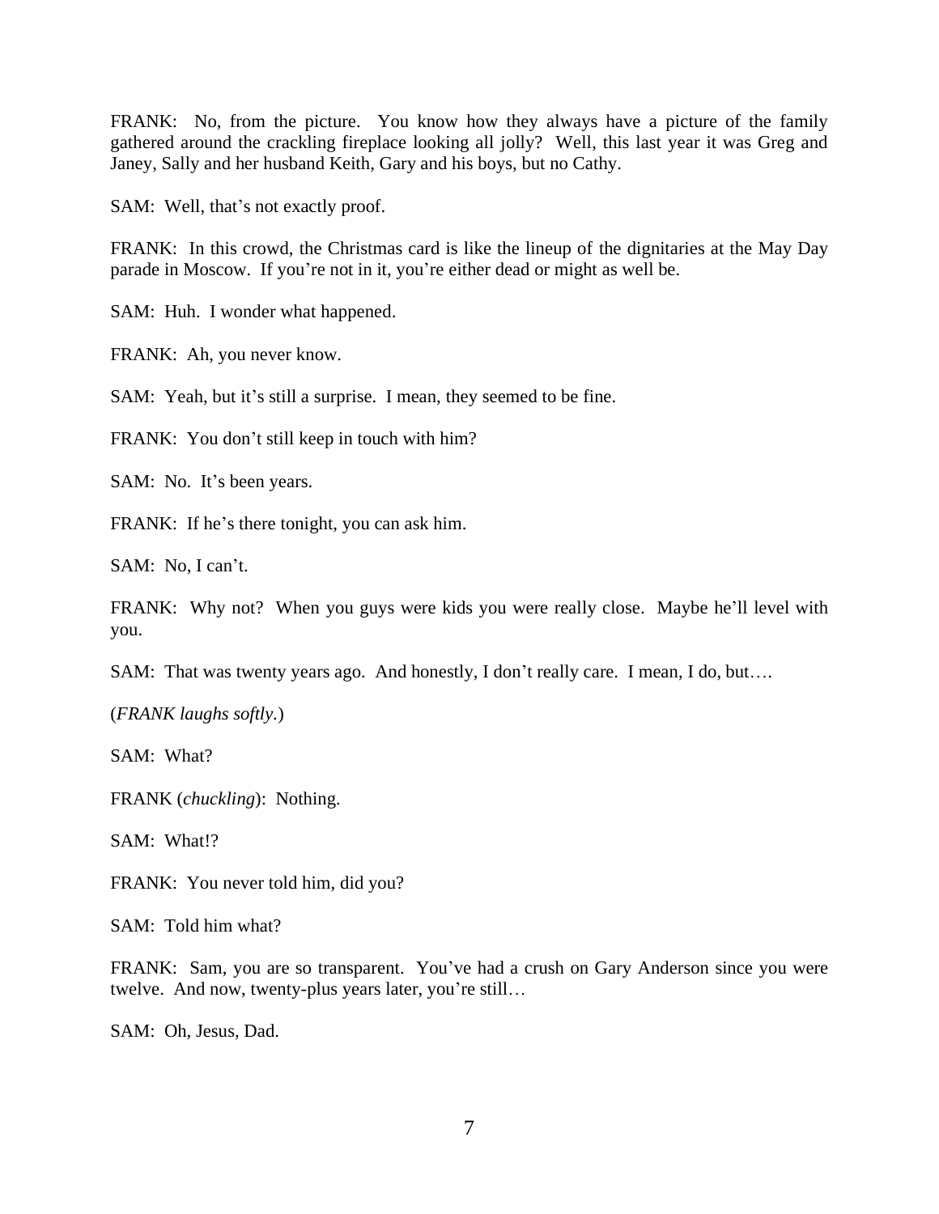FRANK: No, from the picture. You know how they always have a picture of the family gathered around the crackling fireplace looking all jolly? Well, this last year it was Greg and Janey, Sally and her husband Keith, Gary and his boys, but no Cathy.

SAM: Well, that's not exactly proof.

FRANK: In this crowd, the Christmas card is like the lineup of the dignitaries at the May Day parade in Moscow. If you're not in it, you're either dead or might as well be.

SAM: Huh. I wonder what happened.

FRANK: Ah, you never know.

SAM: Yeah, but it's still a surprise. I mean, they seemed to be fine.

FRANK: You don't still keep in touch with him?

SAM: No. It's been years.

FRANK: If he's there tonight, you can ask him.

SAM: No, I can't.

FRANK: Why not? When you guys were kids you were really close. Maybe he'll level with you.

SAM: That was twenty years ago. And honestly, I don't really care. I mean, I do, but….

(*FRANK laughs softly.*)

SAM: What?

FRANK (*chuckling*): Nothing.

SAM: What!?

FRANK: You never told him, did you?

SAM: Told him what?

FRANK: Sam, you are so transparent. You've had a crush on Gary Anderson since you were twelve. And now, twenty-plus years later, you're still…

SAM: Oh, Jesus, Dad.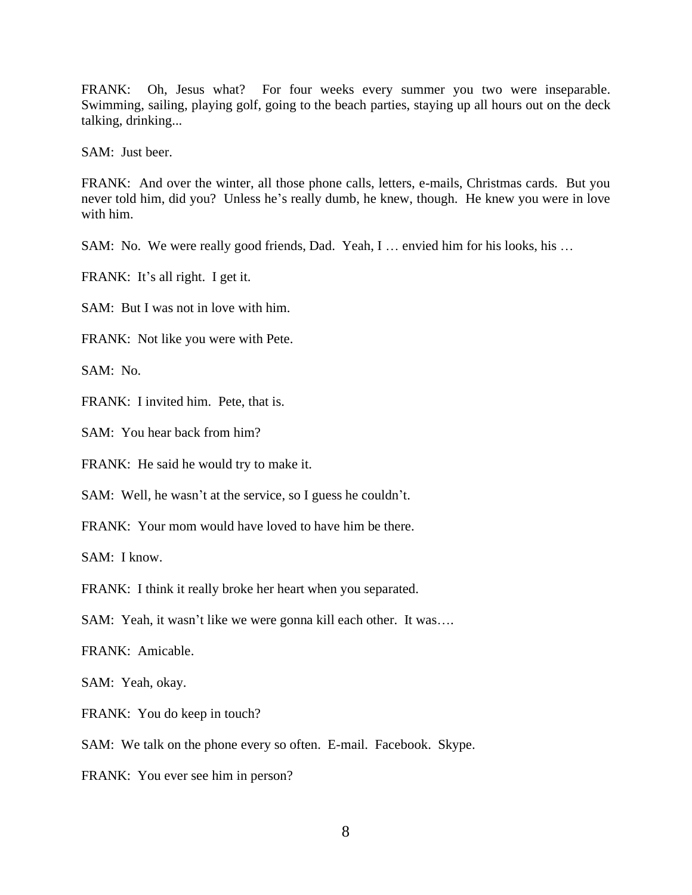FRANK: Oh, Jesus what? For four weeks every summer you two were inseparable. Swimming, sailing, playing golf, going to the beach parties, staying up all hours out on the deck talking, drinking...

SAM: Just beer.

FRANK: And over the winter, all those phone calls, letters, e-mails, Christmas cards. But you never told him, did you? Unless he's really dumb, he knew, though. He knew you were in love with him.

SAM: No. We were really good friends, Dad. Yeah, I … envied him for his looks, his …

FRANK: It's all right. I get it.

SAM: But I was not in love with him.

FRANK: Not like you were with Pete.

SAM: No.

FRANK: I invited him. Pete, that is.

SAM: You hear back from him?

FRANK: He said he would try to make it.

SAM: Well, he wasn't at the service, so I guess he couldn't.

FRANK: Your mom would have loved to have him be there.

SAM: I know.

FRANK: I think it really broke her heart when you separated.

SAM: Yeah, it wasn't like we were gonna kill each other. It was….

FRANK: Amicable.

SAM: Yeah, okay.

FRANK: You do keep in touch?

SAM: We talk on the phone every so often. E-mail. Facebook. Skype.

FRANK: You ever see him in person?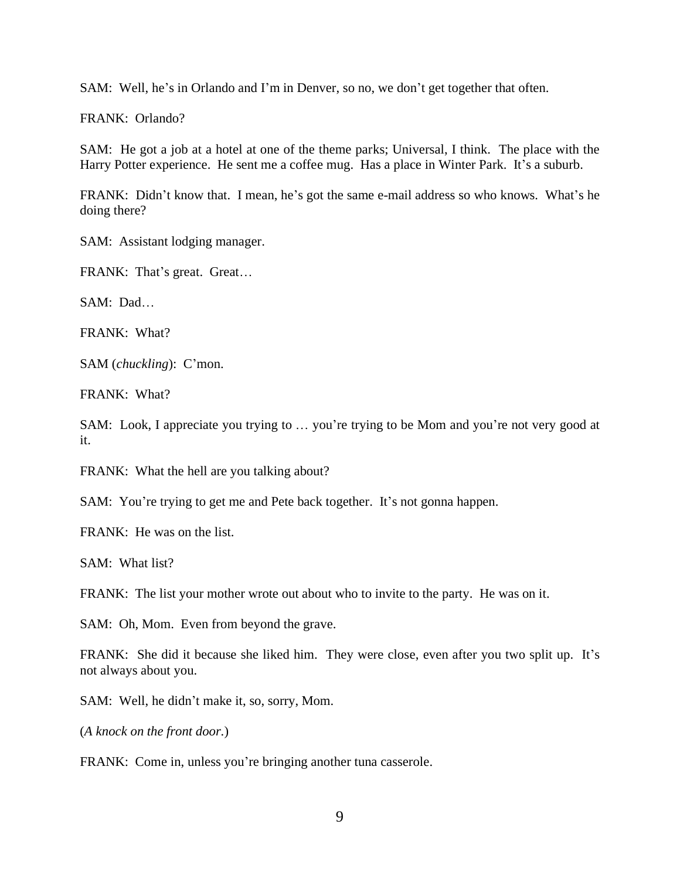SAM: Well, he's in Orlando and I'm in Denver, so no, we don't get together that often.

FRANK: Orlando?

SAM: He got a job at a hotel at one of the theme parks; Universal, I think. The place with the Harry Potter experience. He sent me a coffee mug. Has a place in Winter Park. It's a suburb.

FRANK: Didn't know that. I mean, he's got the same e-mail address so who knows. What's he doing there?

SAM: Assistant lodging manager.

FRANK: That's great. Great…

SAM: Dad…

FRANK: What?

SAM (*chuckling*): C'mon.

FRANK: What?

SAM: Look, I appreciate you trying to … you're trying to be Mom and you're not very good at it.

FRANK: What the hell are you talking about?

SAM: You're trying to get me and Pete back together. It's not gonna happen.

FRANK: He was on the list.

SAM: What list?

FRANK: The list your mother wrote out about who to invite to the party. He was on it.

SAM: Oh, Mom. Even from beyond the grave.

FRANK: She did it because she liked him. They were close, even after you two split up. It's not always about you.

SAM: Well, he didn't make it, so, sorry, Mom.

(*A knock on the front door*.)

FRANK: Come in, unless you're bringing another tuna casserole.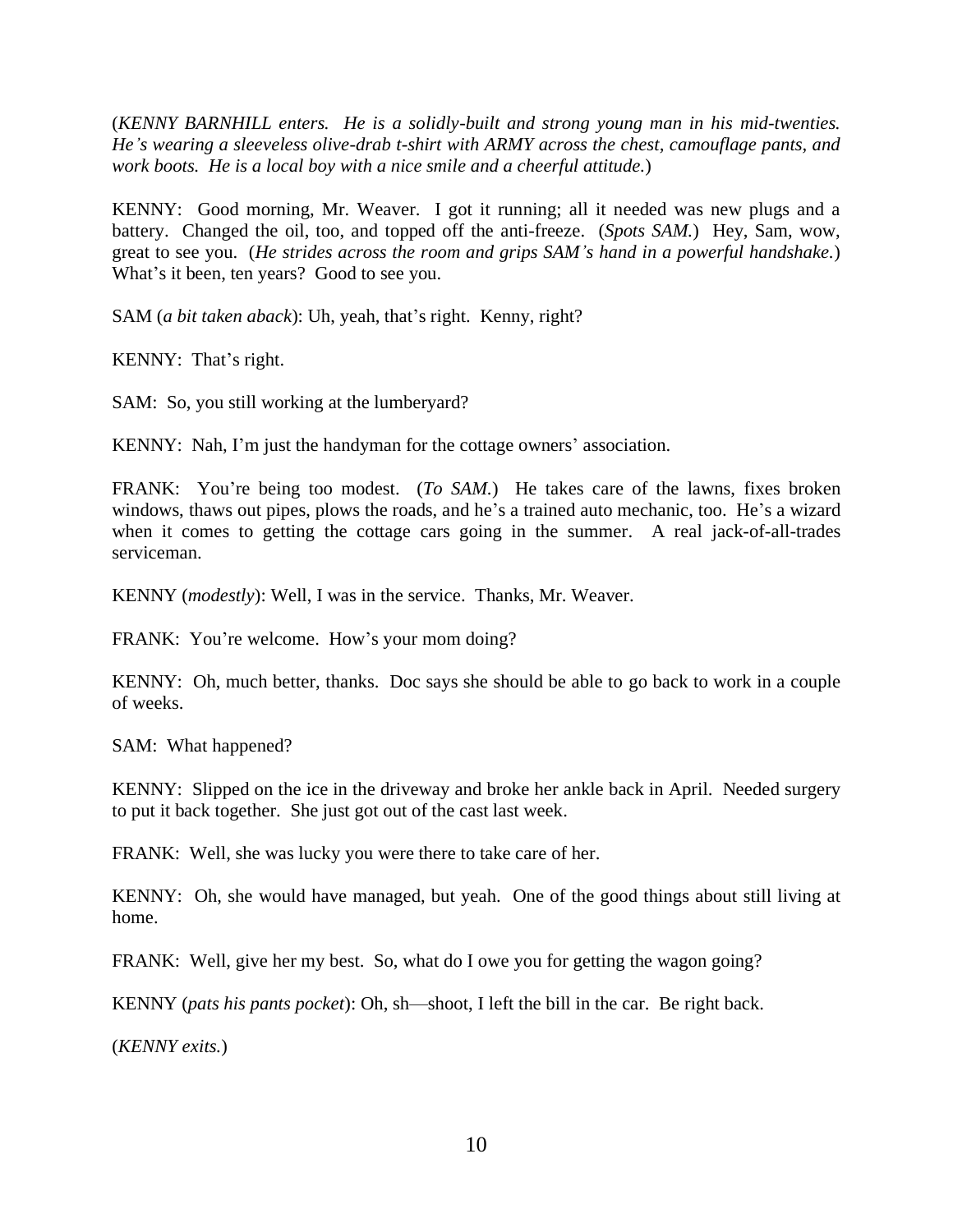(*KENNY BARNHILL enters. He is a solidly-built and strong young man in his mid-twenties. He's wearing a sleeveless olive-drab t-shirt with ARMY across the chest, camouflage pants, and work boots. He is a local boy with a nice smile and a cheerful attitude.*)

KENNY: Good morning, Mr. Weaver. I got it running; all it needed was new plugs and a battery. Changed the oil, too, and topped off the anti-freeze. (*Spots SAM.*) Hey, Sam, wow, great to see you. (*He strides across the room and grips SAM's hand in a powerful handshake.*) What's it been, ten years? Good to see you.

SAM (*a bit taken aback*): Uh, yeah, that's right. Kenny, right?

KENNY: That's right.

SAM: So, you still working at the lumberyard?

KENNY: Nah, I'm just the handyman for the cottage owners' association.

FRANK: You're being too modest. (*To SAM.*) He takes care of the lawns, fixes broken windows, thaws out pipes, plows the roads, and he's a trained auto mechanic, too. He's a wizard when it comes to getting the cottage cars going in the summer. A real jack-of-all-trades serviceman.

KENNY (*modestly*): Well, I was in the service. Thanks, Mr. Weaver.

FRANK: You're welcome. How's your mom doing?

KENNY: Oh, much better, thanks. Doc says she should be able to go back to work in a couple of weeks.

SAM: What happened?

KENNY: Slipped on the ice in the driveway and broke her ankle back in April. Needed surgery to put it back together. She just got out of the cast last week.

FRANK: Well, she was lucky you were there to take care of her.

KENNY: Oh, she would have managed, but yeah. One of the good things about still living at home.

FRANK: Well, give her my best. So, what do I owe you for getting the wagon going?

KENNY (*pats his pants pocket*): Oh, sh—shoot, I left the bill in the car. Be right back.

(*KENNY exits.*)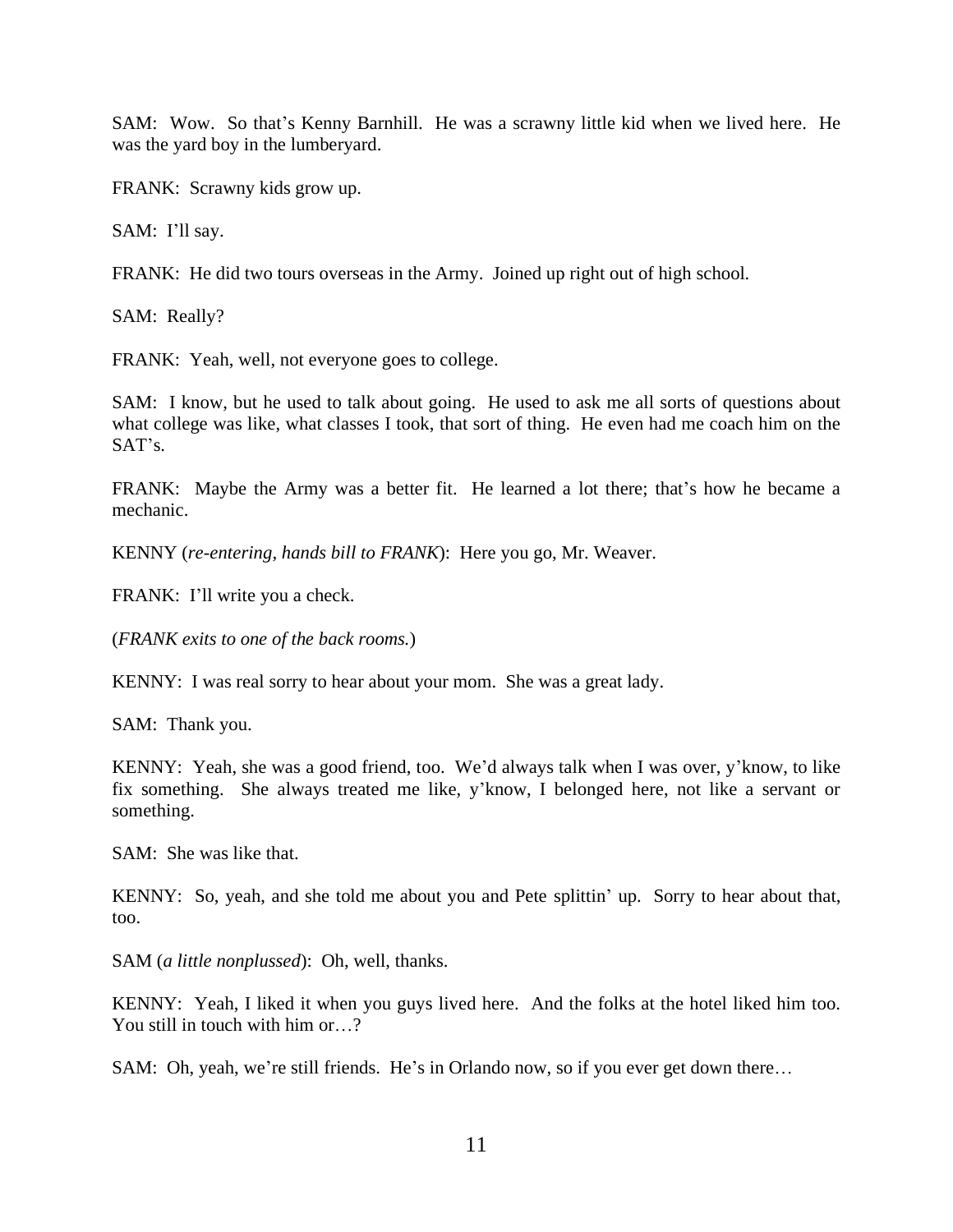SAM: Wow. So that's Kenny Barnhill. He was a scrawny little kid when we lived here. He was the yard boy in the lumberyard.

FRANK: Scrawny kids grow up.

SAM: I'll say.

FRANK: He did two tours overseas in the Army. Joined up right out of high school.

SAM: Really?

FRANK: Yeah, well, not everyone goes to college.

SAM: I know, but he used to talk about going. He used to ask me all sorts of questions about what college was like, what classes I took, that sort of thing. He even had me coach him on the SAT's.

FRANK: Maybe the Army was a better fit. He learned a lot there; that's how he became a mechanic.

KENNY (*re-entering, hands bill to FRANK*): Here you go, Mr. Weaver.

FRANK: I'll write you a check.

(*FRANK exits to one of the back rooms.*)

KENNY: I was real sorry to hear about your mom. She was a great lady.

SAM: Thank you.

KENNY: Yeah, she was a good friend, too. We'd always talk when I was over, y'know, to like fix something. She always treated me like, y'know, I belonged here, not like a servant or something.

SAM: She was like that.

KENNY: So, yeah, and she told me about you and Pete splittin' up. Sorry to hear about that, too.

SAM (*a little nonplussed*): Oh, well, thanks.

KENNY: Yeah, I liked it when you guys lived here. And the folks at the hotel liked him too. You still in touch with him or…?

SAM: Oh, yeah, we're still friends. He's in Orlando now, so if you ever get down there…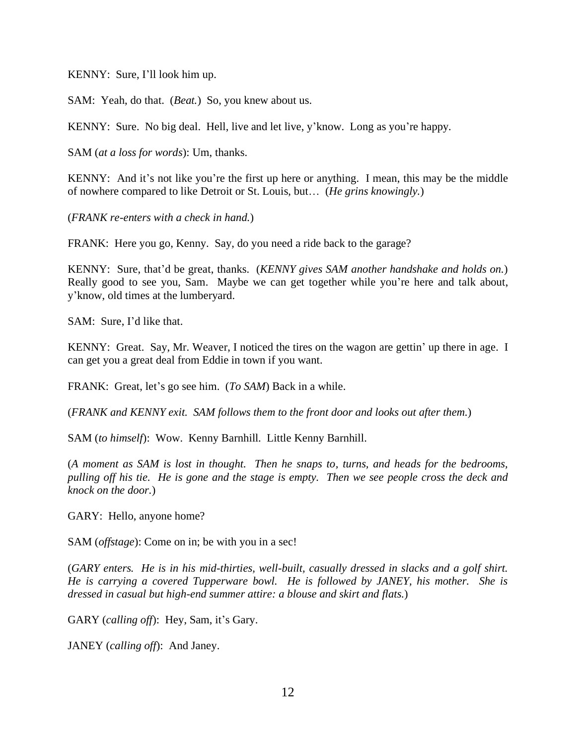KENNY: Sure, I'll look him up.

SAM: Yeah, do that. (*Beat.*) So, you knew about us.

KENNY: Sure. No big deal. Hell, live and let live, y'know. Long as you're happy.

SAM (*at a loss for words*): Um, thanks.

KENNY: And it's not like you're the first up here or anything. I mean, this may be the middle of nowhere compared to like Detroit or St. Louis, but… (*He grins knowingly.*)

(*FRANK re-enters with a check in hand.*)

FRANK: Here you go, Kenny. Say, do you need a ride back to the garage?

KENNY: Sure, that'd be great, thanks. (*KENNY gives SAM another handshake and holds on.*) Really good to see you, Sam. Maybe we can get together while you're here and talk about, y'know, old times at the lumberyard.

SAM: Sure, I'd like that.

KENNY: Great. Say, Mr. Weaver, I noticed the tires on the wagon are gettin' up there in age. I can get you a great deal from Eddie in town if you want.

FRANK: Great, let's go see him. (*To SAM*) Back in a while.

(*FRANK and KENNY exit. SAM follows them to the front door and looks out after them.*)

SAM (*to himself*): Wow. Kenny Barnhill. Little Kenny Barnhill.

(*A moment as SAM is lost in thought. Then he snaps to, turns, and heads for the bedrooms, pulling off his tie. He is gone and the stage is empty. Then we see people cross the deck and knock on the door.*)

GARY: Hello, anyone home?

SAM (*offstage*): Come on in; be with you in a sec!

(*GARY enters. He is in his mid-thirties, well-built, casually dressed in slacks and a golf shirt. He is carrying a covered Tupperware bowl. He is followed by JANEY, his mother. She is dressed in casual but high-end summer attire: a blouse and skirt and flats.*)

GARY (*calling off*): Hey, Sam, it's Gary.

JANEY (*calling off*): And Janey.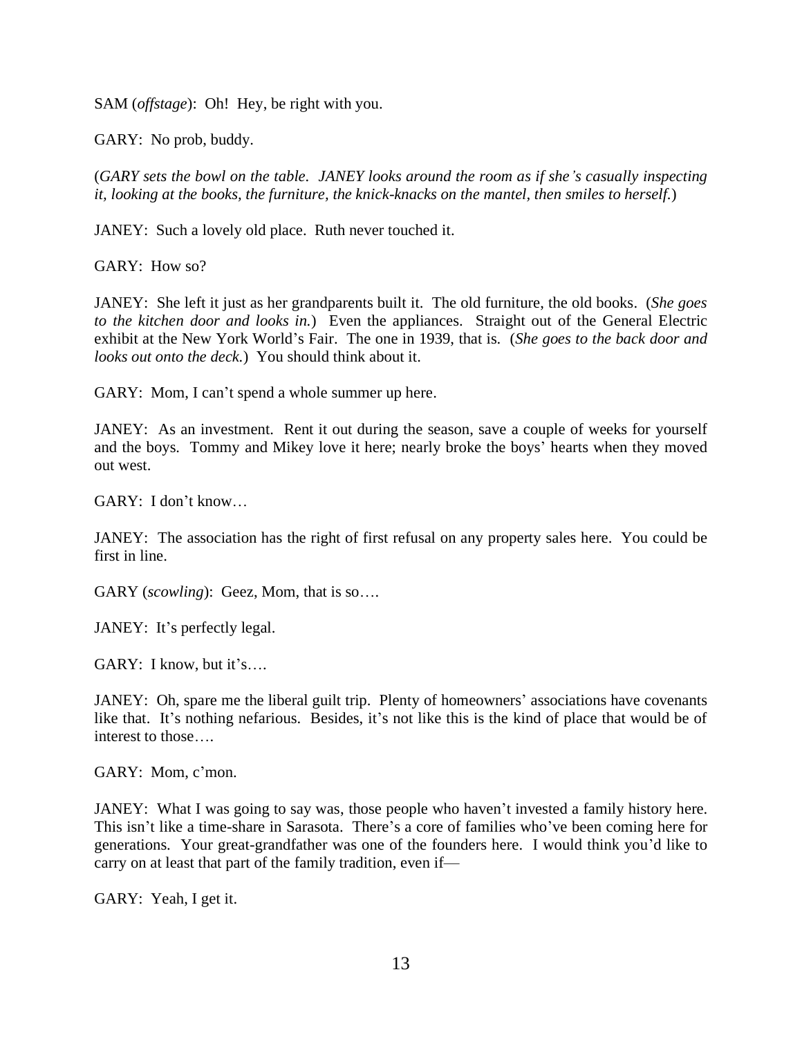SAM (*offstage*): Oh! Hey, be right with you.

GARY: No prob, buddy.

(*GARY sets the bowl on the table. JANEY looks around the room as if she's casually inspecting it, looking at the books, the furniture, the knick-knacks on the mantel, then smiles to herself.*)

JANEY: Such a lovely old place. Ruth never touched it.

GARY: How so?

JANEY: She left it just as her grandparents built it. The old furniture, the old books. (*She goes to the kitchen door and looks in.*) Even the appliances. Straight out of the General Electric exhibit at the New York World's Fair. The one in 1939, that is. (*She goes to the back door and looks out onto the deck.*) You should think about it.

GARY: Mom, I can't spend a whole summer up here.

JANEY: As an investment. Rent it out during the season, save a couple of weeks for yourself and the boys. Tommy and Mikey love it here; nearly broke the boys' hearts when they moved out west.

GARY: I don't know…

JANEY: The association has the right of first refusal on any property sales here. You could be first in line.

GARY (*scowling*): Geez, Mom, that is so….

JANEY: It's perfectly legal.

GARY: I know, but it's….

JANEY: Oh, spare me the liberal guilt trip. Plenty of homeowners' associations have covenants like that. It's nothing nefarious. Besides, it's not like this is the kind of place that would be of interest to those….

GARY: Mom, c'mon.

JANEY: What I was going to say was, those people who haven't invested a family history here. This isn't like a time-share in Sarasota. There's a core of families who've been coming here for generations. Your great-grandfather was one of the founders here. I would think you'd like to carry on at least that part of the family tradition, even if—

GARY: Yeah, I get it.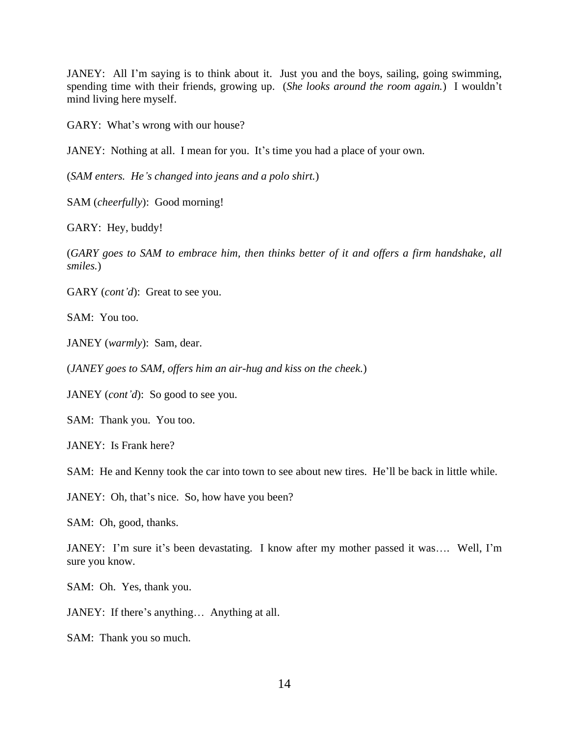JANEY: All I'm saying is to think about it. Just you and the boys, sailing, going swimming, spending time with their friends, growing up. (*She looks around the room again.*) I wouldn't mind living here myself.

GARY: What's wrong with our house?

JANEY: Nothing at all. I mean for you. It's time you had a place of your own.

(*SAM enters. He's changed into jeans and a polo shirt.*)

SAM (*cheerfully*): Good morning!

GARY: Hey, buddy!

(*GARY goes to SAM to embrace him, then thinks better of it and offers a firm handshake, all smiles.*)

GARY (*cont'd*): Great to see you.

SAM: You too.

JANEY (*warmly*): Sam, dear.

(*JANEY goes to SAM, offers him an air-hug and kiss on the cheek.*)

JANEY (*cont'd*): So good to see you.

SAM: Thank you. You too.

JANEY: Is Frank here?

SAM: He and Kenny took the car into town to see about new tires. He'll be back in little while.

JANEY: Oh, that's nice. So, how have you been?

SAM: Oh, good, thanks.

JANEY: I'm sure it's been devastating. I know after my mother passed it was…. Well, I'm sure you know.

SAM: Oh. Yes, thank you.

JANEY: If there's anything… Anything at all.

SAM: Thank you so much.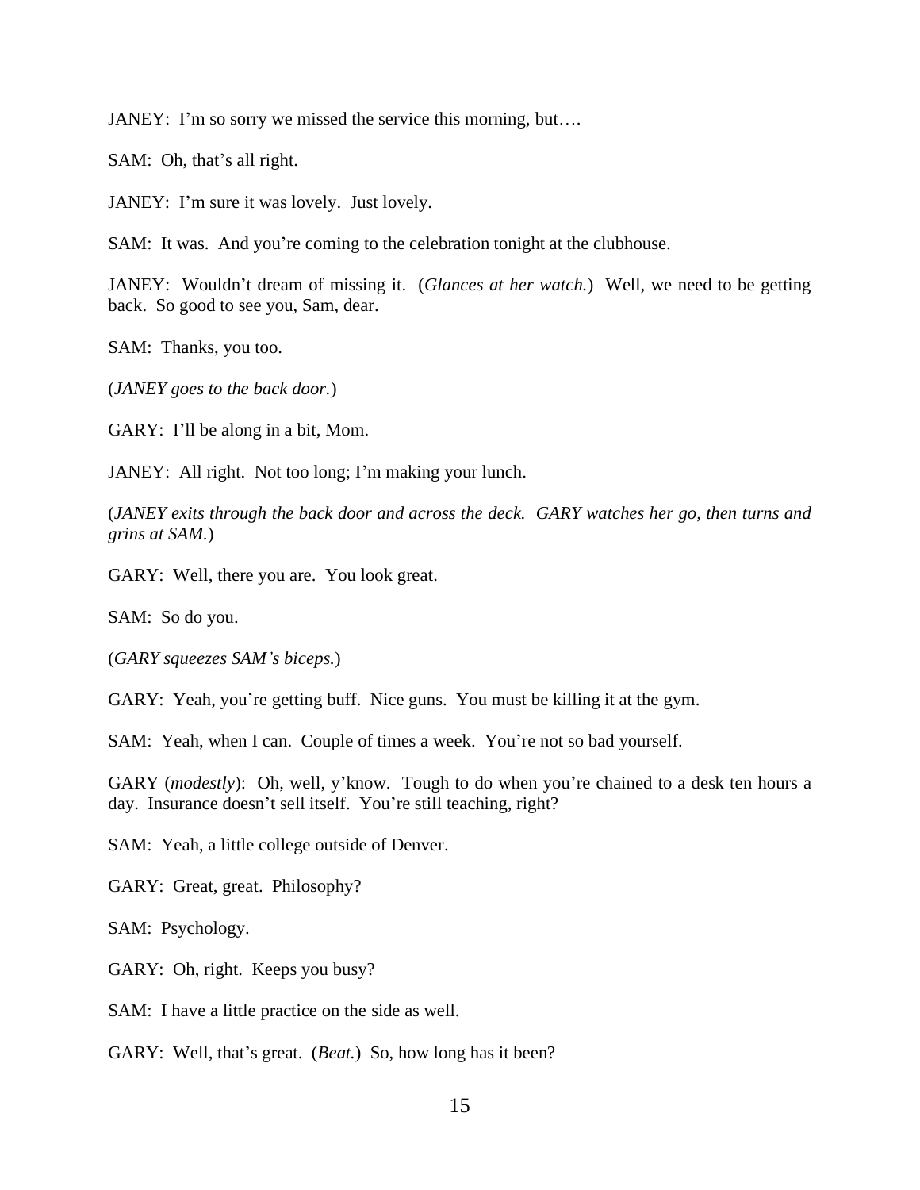JANEY: I'm so sorry we missed the service this morning, but….

SAM: Oh, that's all right.

JANEY: I'm sure it was lovely. Just lovely.

SAM: It was. And you're coming to the celebration tonight at the clubhouse.

JANEY: Wouldn't dream of missing it. (*Glances at her watch.*) Well, we need to be getting back. So good to see you, Sam, dear.

SAM: Thanks, you too.

(*JANEY goes to the back door.*)

GARY: I'll be along in a bit, Mom.

JANEY: All right. Not too long; I'm making your lunch.

(*JANEY exits through the back door and across the deck. GARY watches her go, then turns and grins at SAM.*)

GARY: Well, there you are. You look great.

SAM: So do you.

(*GARY squeezes SAM's biceps.*)

GARY: Yeah, you're getting buff. Nice guns. You must be killing it at the gym.

SAM: Yeah, when I can. Couple of times a week. You're not so bad yourself.

GARY (*modestly*): Oh, well, y'know. Tough to do when you're chained to a desk ten hours a day. Insurance doesn't sell itself. You're still teaching, right?

SAM: Yeah, a little college outside of Denver.

GARY: Great, great. Philosophy?

SAM: Psychology.

GARY: Oh, right. Keeps you busy?

SAM: I have a little practice on the side as well.

GARY: Well, that's great. (*Beat.*) So, how long has it been?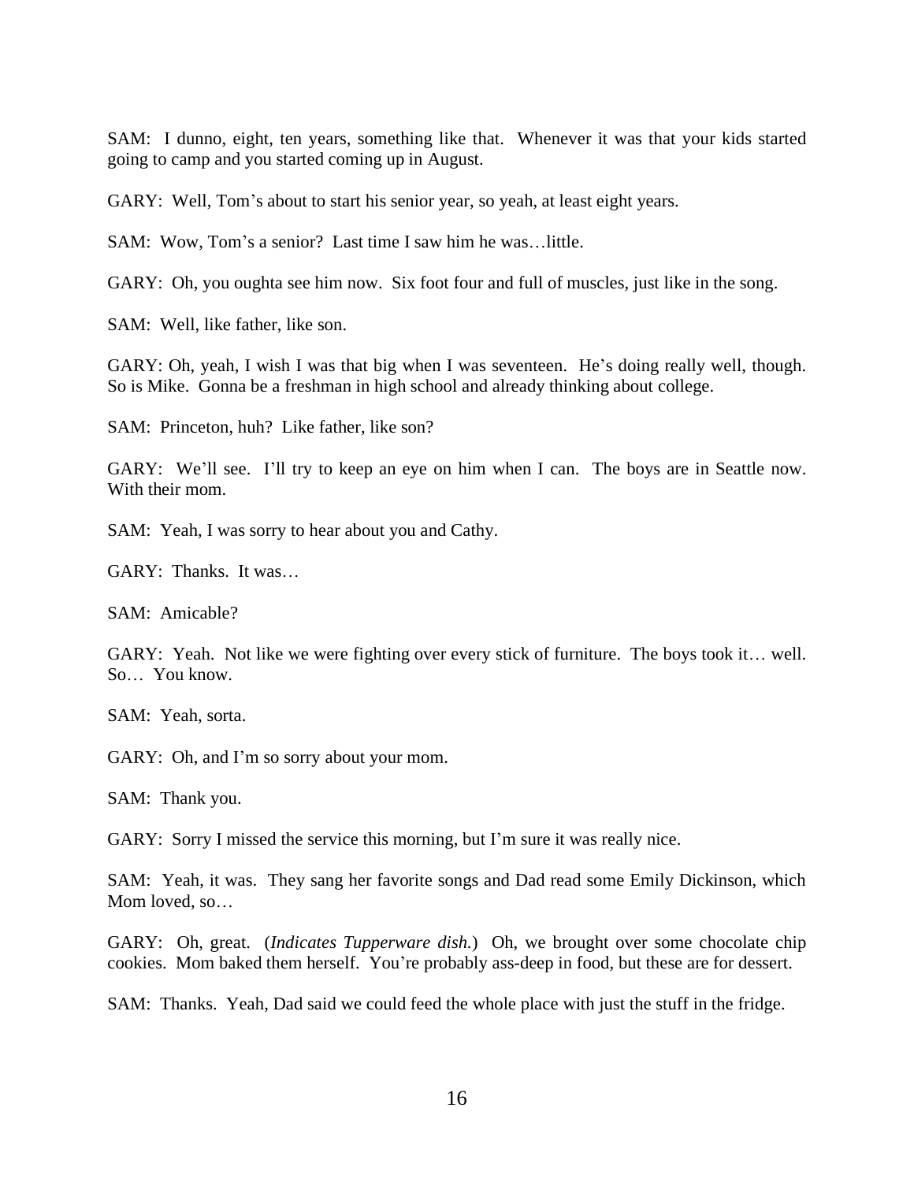SAM: I dunno, eight, ten years, something like that. Whenever it was that your kids started going to camp and you started coming up in August.

GARY: Well, Tom's about to start his senior year, so yeah, at least eight years.

SAM: Wow, Tom's a senior? Last time I saw him he was…little.

GARY: Oh, you oughta see him now. Six foot four and full of muscles, just like in the song.

SAM: Well, like father, like son.

GARY: Oh, yeah, I wish I was that big when I was seventeen. He's doing really well, though. So is Mike. Gonna be a freshman in high school and already thinking about college.

SAM: Princeton, huh? Like father, like son?

GARY: We'll see. I'll try to keep an eye on him when I can. The boys are in Seattle now. With their mom.

SAM: Yeah, I was sorry to hear about you and Cathy.

GARY: Thanks. It was…

SAM: Amicable?

GARY: Yeah. Not like we were fighting over every stick of furniture. The boys took it… well. So… You know.

SAM: Yeah, sorta.

GARY: Oh, and I'm so sorry about your mom.

SAM: Thank you.

GARY: Sorry I missed the service this morning, but I'm sure it was really nice.

SAM: Yeah, it was. They sang her favorite songs and Dad read some Emily Dickinson, which Mom loved, so…

GARY: Oh, great. (*Indicates Tupperware dish.*) Oh, we brought over some chocolate chip cookies. Mom baked them herself. You're probably ass-deep in food, but these are for dessert.

SAM: Thanks. Yeah, Dad said we could feed the whole place with just the stuff in the fridge.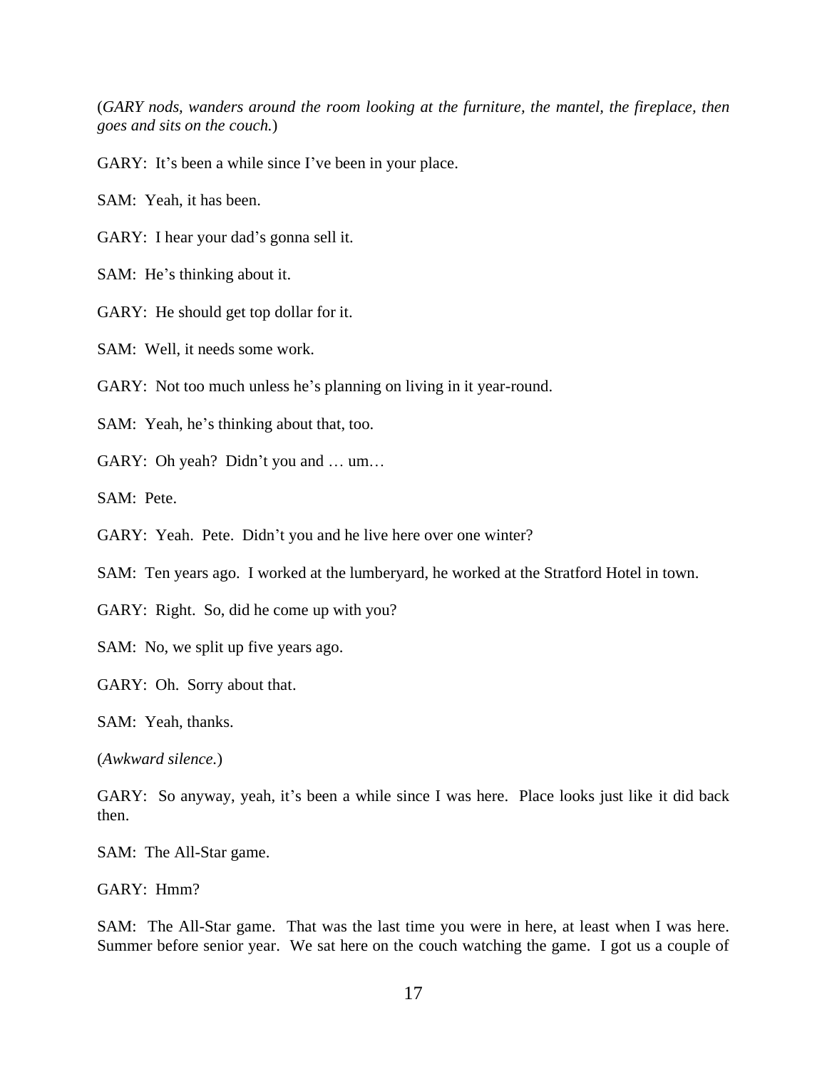(*GARY nods, wanders around the room looking at the furniture, the mantel, the fireplace, then goes and sits on the couch.*)

GARY: It's been a while since I've been in your place.

SAM: Yeah, it has been.

GARY: I hear your dad's gonna sell it.

SAM: He's thinking about it.

GARY: He should get top dollar for it.

SAM: Well, it needs some work.

GARY: Not too much unless he's planning on living in it year-round.

SAM: Yeah, he's thinking about that, too.

GARY: Oh yeah? Didn't you and … um…

SAM: Pete.

GARY: Yeah. Pete. Didn't you and he live here over one winter?

SAM: Ten years ago. I worked at the lumberyard, he worked at the Stratford Hotel in town.

GARY: Right. So, did he come up with you?

SAM: No, we split up five years ago.

GARY: Oh. Sorry about that.

SAM: Yeah, thanks.

(*Awkward silence.*)

GARY: So anyway, yeah, it's been a while since I was here. Place looks just like it did back then.

SAM: The All-Star game.

GARY: Hmm?

SAM: The All-Star game. That was the last time you were in here, at least when I was here. Summer before senior year. We sat here on the couch watching the game. I got us a couple of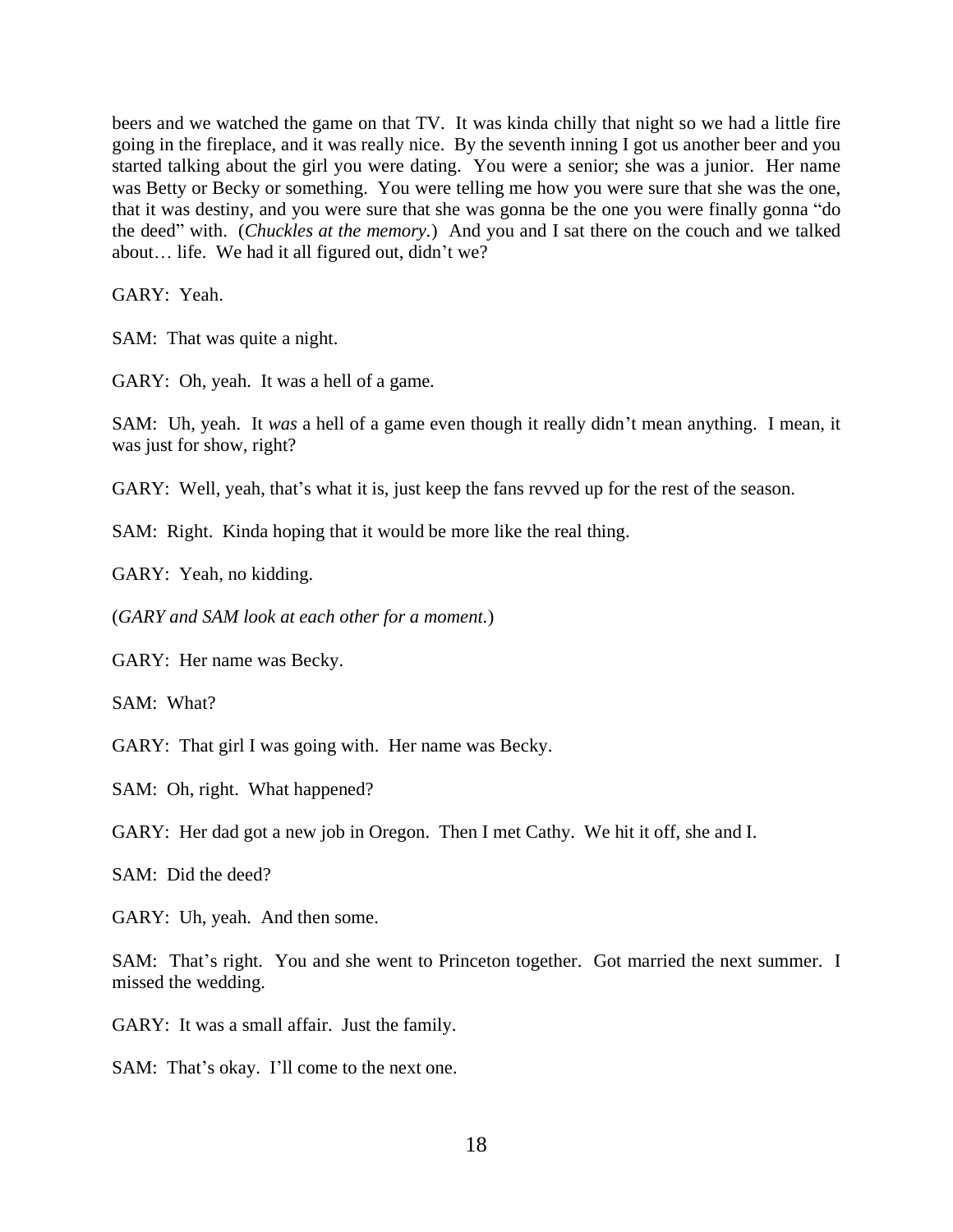beers and we watched the game on that TV. It was kinda chilly that night so we had a little fire going in the fireplace, and it was really nice. By the seventh inning I got us another beer and you started talking about the girl you were dating. You were a senior; she was a junior. Her name was Betty or Becky or something. You were telling me how you were sure that she was the one, that it was destiny, and you were sure that she was gonna be the one you were finally gonna "do the deed" with. (*Chuckles at the memory.*) And you and I sat there on the couch and we talked about… life. We had it all figured out, didn't we?

GARY: Yeah.

SAM: That was quite a night.

GARY: Oh, yeah. It was a hell of a game.

SAM: Uh, yeah. It *was* a hell of a game even though it really didn't mean anything. I mean, it was just for show, right?

GARY: Well, yeah, that's what it is, just keep the fans revved up for the rest of the season.

SAM: Right. Kinda hoping that it would be more like the real thing.

GARY: Yeah, no kidding.

(*GARY and SAM look at each other for a moment.*)

GARY: Her name was Becky.

SAM: What?

GARY: That girl I was going with. Her name was Becky.

SAM: Oh, right. What happened?

GARY: Her dad got a new job in Oregon. Then I met Cathy. We hit it off, she and I.

SAM: Did the deed?

GARY: Uh, yeah. And then some.

SAM: That's right. You and she went to Princeton together. Got married the next summer. I missed the wedding.

GARY: It was a small affair. Just the family.

SAM: That's okay. I'll come to the next one.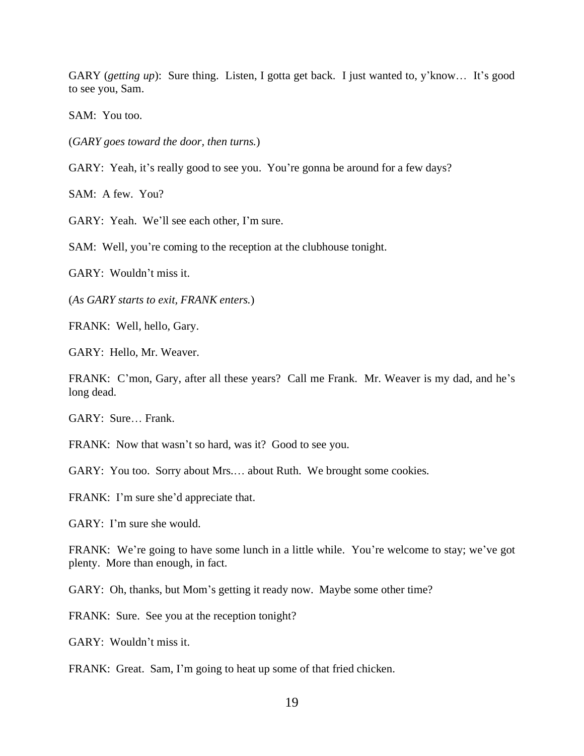GARY (*getting up*): Sure thing. Listen, I gotta get back. I just wanted to, y'know… It's good to see you, Sam.

SAM: You too.

(*GARY goes toward the door, then turns.*)

GARY: Yeah, it's really good to see you. You're gonna be around for a few days?

SAM: A few. You?

GARY: Yeah. We'll see each other, I'm sure.

SAM: Well, you're coming to the reception at the clubhouse tonight.

GARY: Wouldn't miss it.

(*As GARY starts to exit, FRANK enters.*)

FRANK: Well, hello, Gary.

GARY: Hello, Mr. Weaver.

FRANK: C'mon, Gary, after all these years? Call me Frank. Mr. Weaver is my dad, and he's long dead.

GARY: Sure… Frank.

FRANK: Now that wasn't so hard, was it? Good to see you.

GARY: You too. Sorry about Mrs.… about Ruth. We brought some cookies.

FRANK: I'm sure she'd appreciate that.

GARY: I'm sure she would.

FRANK: We're going to have some lunch in a little while. You're welcome to stay; we've got plenty. More than enough, in fact.

GARY: Oh, thanks, but Mom's getting it ready now. Maybe some other time?

FRANK: Sure. See you at the reception tonight?

GARY: Wouldn't miss it.

FRANK: Great. Sam, I'm going to heat up some of that fried chicken.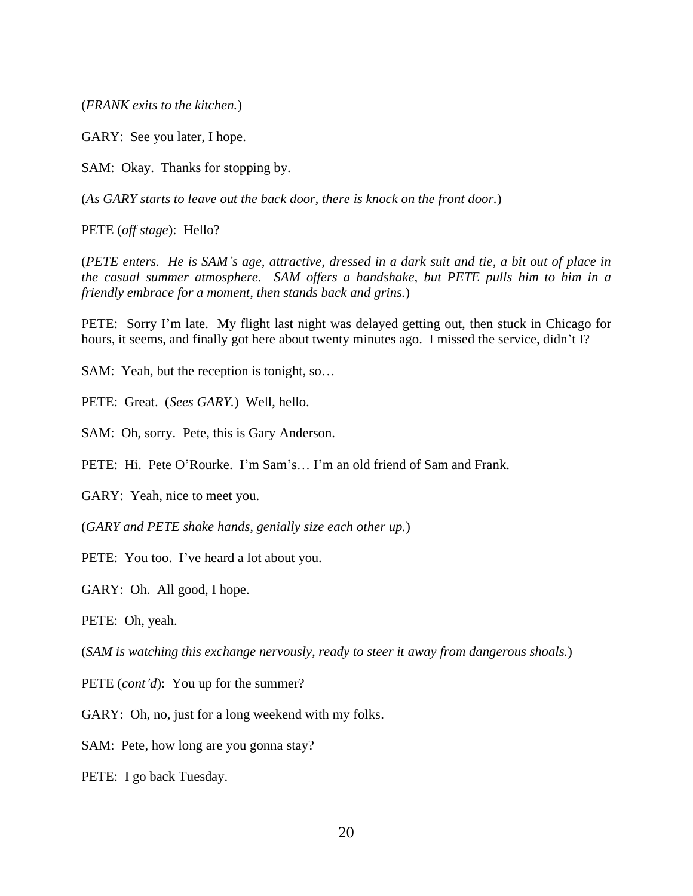(*FRANK exits to the kitchen.*)

GARY: See you later, I hope.

SAM: Okay. Thanks for stopping by.

(*As GARY starts to leave out the back door, there is knock on the front door.*)

PETE (*off stage*): Hello?

(*PETE enters. He is SAM's age, attractive, dressed in a dark suit and tie, a bit out of place in the casual summer atmosphere. SAM offers a handshake, but PETE pulls him to him in a friendly embrace for a moment, then stands back and grins.*)

PETE: Sorry I'm late. My flight last night was delayed getting out, then stuck in Chicago for hours, it seems, and finally got here about twenty minutes ago. I missed the service, didn't I?

SAM: Yeah, but the reception is tonight, so…

PETE: Great. (*Sees GARY.*) Well, hello.

SAM: Oh, sorry. Pete, this is Gary Anderson.

PETE: Hi. Pete O'Rourke. I'm Sam's… I'm an old friend of Sam and Frank.

GARY: Yeah, nice to meet you.

(*GARY and PETE shake hands, genially size each other up.*)

PETE: You too. I've heard a lot about you.

GARY: Oh. All good, I hope.

PETE: Oh, yeah.

(*SAM is watching this exchange nervously, ready to steer it away from dangerous shoals.*)

PETE (*cont'd*): You up for the summer?

GARY: Oh, no, just for a long weekend with my folks.

SAM: Pete, how long are you gonna stay?

PETE: I go back Tuesday.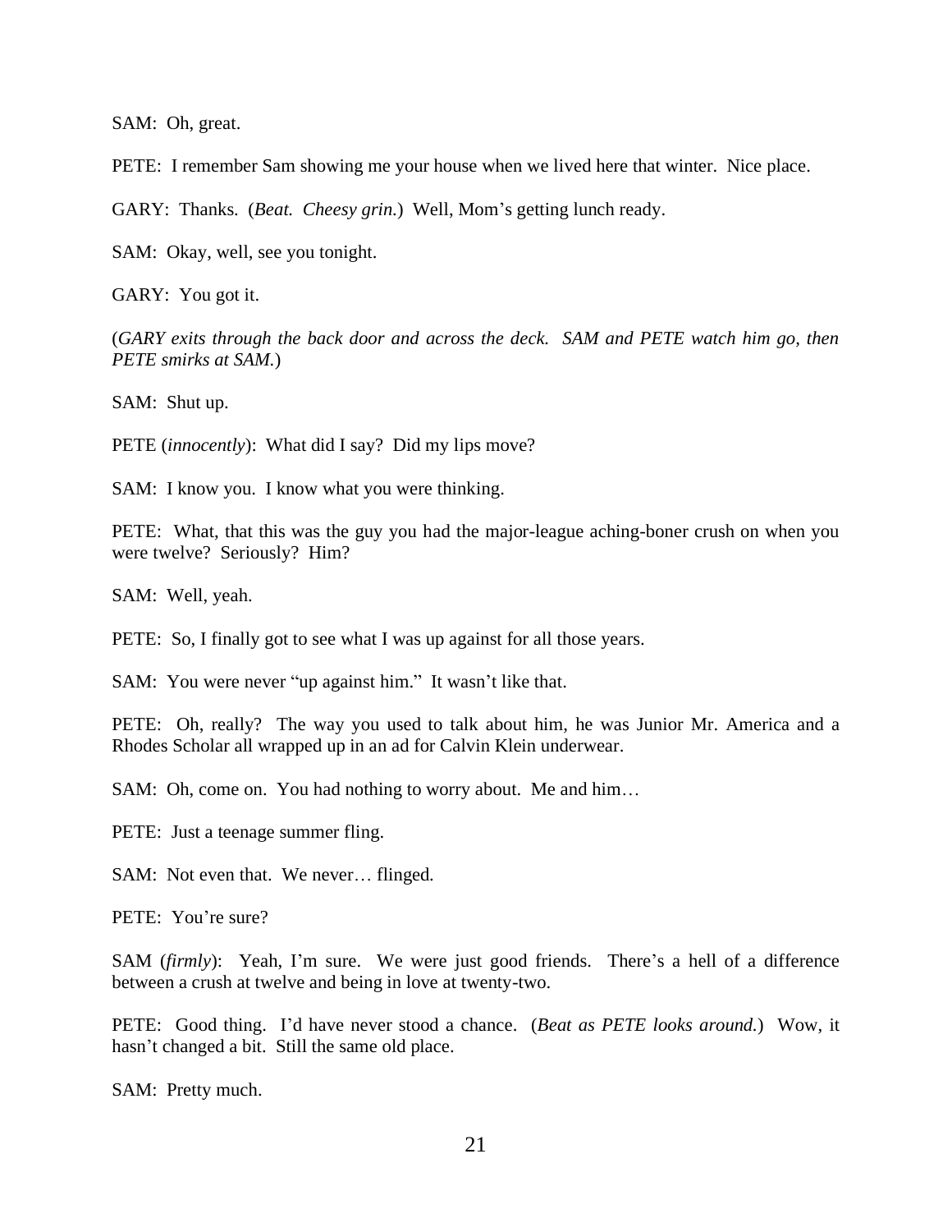SAM: Oh, great.

PETE: I remember Sam showing me your house when we lived here that winter. Nice place.

GARY: Thanks. (*Beat. Cheesy grin.*) Well, Mom's getting lunch ready.

SAM: Okay, well, see you tonight.

GARY: You got it.

(*GARY exits through the back door and across the deck. SAM and PETE watch him go, then PETE smirks at SAM.*)

SAM: Shut up.

PETE (*innocently*): What did I say? Did my lips move?

SAM: I know you. I know what you were thinking.

PETE: What, that this was the guy you had the major-league aching-boner crush on when you were twelve? Seriously? Him?

SAM: Well, yeah.

PETE: So, I finally got to see what I was up against for all those years.

SAM: You were never "up against him." It wasn't like that.

PETE: Oh, really? The way you used to talk about him, he was Junior Mr. America and a Rhodes Scholar all wrapped up in an ad for Calvin Klein underwear.

SAM: Oh, come on. You had nothing to worry about. Me and him…

PETE: Just a teenage summer fling.

SAM: Not even that. We never… flinged.

PETE: You're sure?

SAM (*firmly*): Yeah, I'm sure. We were just good friends. There's a hell of a difference between a crush at twelve and being in love at twenty-two.

PETE: Good thing. I'd have never stood a chance. (*Beat as PETE looks around.*) Wow, it hasn't changed a bit. Still the same old place.

SAM: Pretty much.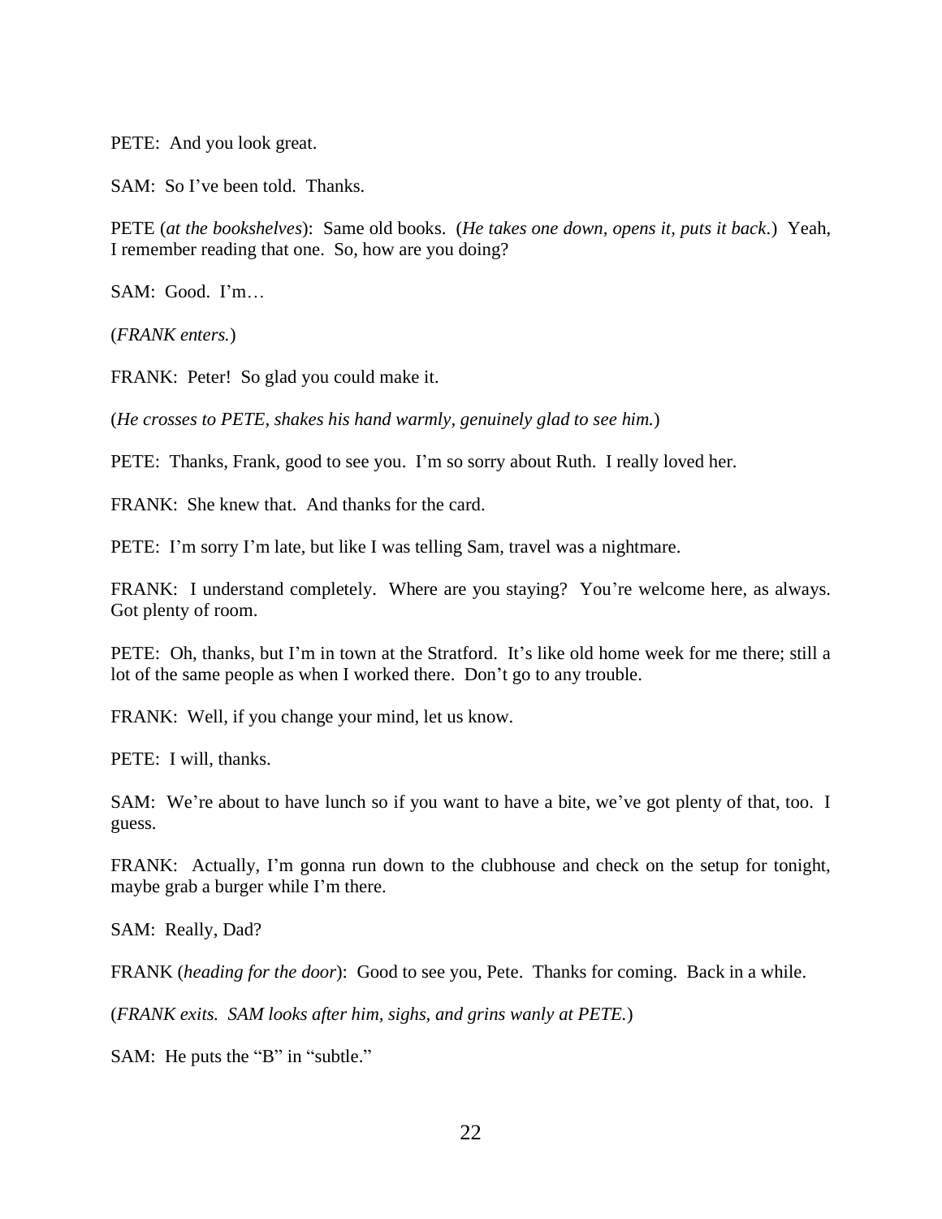PETE: And you look great.

SAM: So I've been told. Thanks.

PETE (*at the bookshelves*): Same old books. (*He takes one down, opens it, puts it back.*) Yeah, I remember reading that one. So, how are you doing?

SAM: Good. I'm…

(*FRANK enters.*)

FRANK: Peter! So glad you could make it.

(*He crosses to PETE, shakes his hand warmly, genuinely glad to see him.*)

PETE: Thanks, Frank, good to see you. I'm so sorry about Ruth. I really loved her.

FRANK: She knew that. And thanks for the card.

PETE: I'm sorry I'm late, but like I was telling Sam, travel was a nightmare.

FRANK: I understand completely. Where are you staying? You're welcome here, as always. Got plenty of room.

PETE: Oh, thanks, but I'm in town at the Stratford. It's like old home week for me there; still a lot of the same people as when I worked there. Don't go to any trouble.

FRANK: Well, if you change your mind, let us know.

PETE: I will, thanks.

SAM: We're about to have lunch so if you want to have a bite, we've got plenty of that, too. I guess.

FRANK: Actually, I'm gonna run down to the clubhouse and check on the setup for tonight, maybe grab a burger while I'm there.

SAM: Really, Dad?

FRANK (*heading for the door*): Good to see you, Pete. Thanks for coming. Back in a while.

(*FRANK exits. SAM looks after him, sighs, and grins wanly at PETE.*)

SAM: He puts the "B" in "subtle."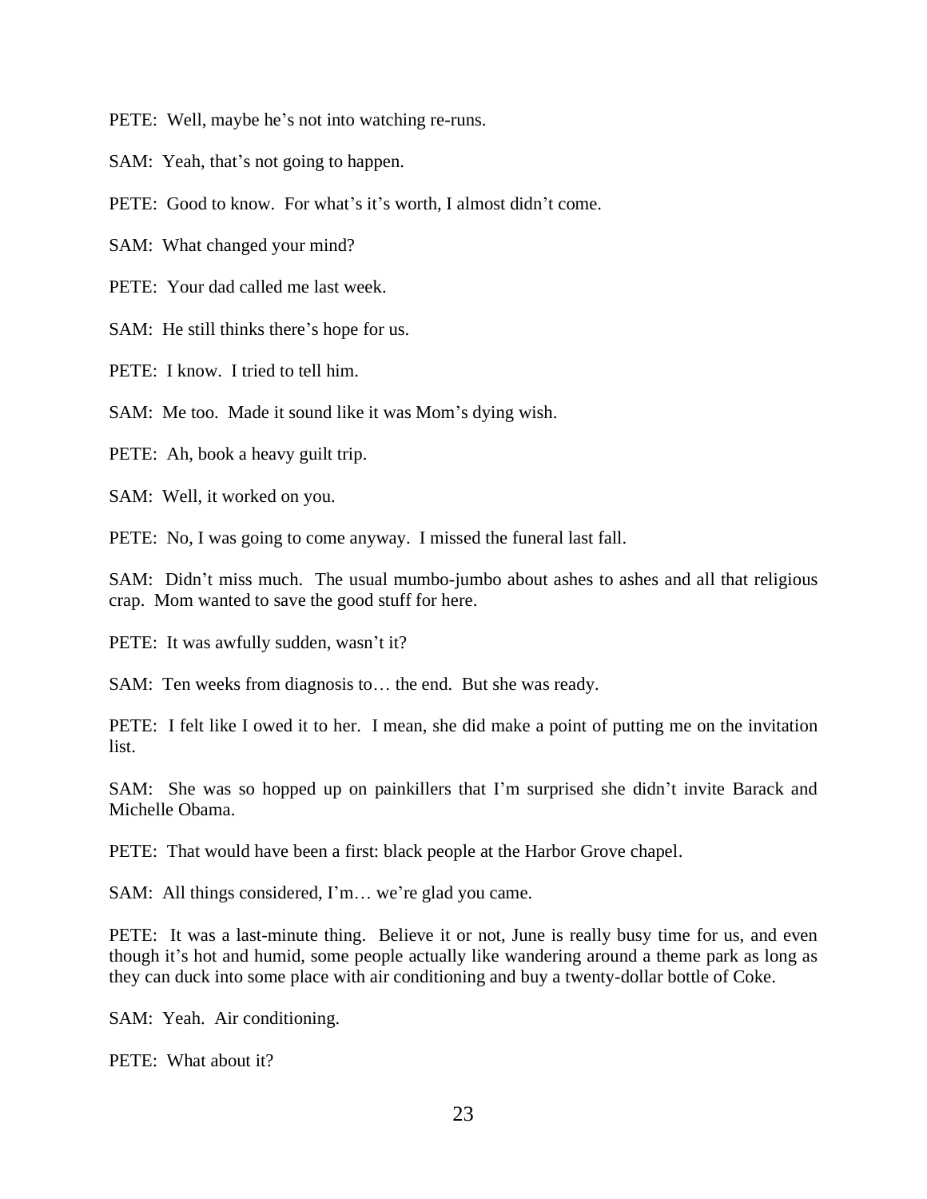PETE: Well, maybe he's not into watching re-runs.

SAM: Yeah, that's not going to happen.

PETE: Good to know. For what's it's worth, I almost didn't come.

SAM: What changed your mind?

PETE: Your dad called me last week.

SAM: He still thinks there's hope for us.

PETE: I know. I tried to tell him.

SAM: Me too. Made it sound like it was Mom's dying wish.

PETE: Ah, book a heavy guilt trip.

SAM: Well, it worked on you.

PETE: No, I was going to come anyway. I missed the funeral last fall.

SAM: Didn't miss much. The usual mumbo-jumbo about ashes to ashes and all that religious crap. Mom wanted to save the good stuff for here.

PETE: It was awfully sudden, wasn't it?

SAM: Ten weeks from diagnosis to… the end. But she was ready.

PETE: I felt like I owed it to her. I mean, she did make a point of putting me on the invitation list.

SAM: She was so hopped up on painkillers that I'm surprised she didn't invite Barack and Michelle Obama.

PETE: That would have been a first: black people at the Harbor Grove chapel.

SAM: All things considered, I'm… we're glad you came.

PETE: It was a last-minute thing. Believe it or not, June is really busy time for us, and even though it's hot and humid, some people actually like wandering around a theme park as long as they can duck into some place with air conditioning and buy a twenty-dollar bottle of Coke.

SAM: Yeah. Air conditioning.

PETE: What about it?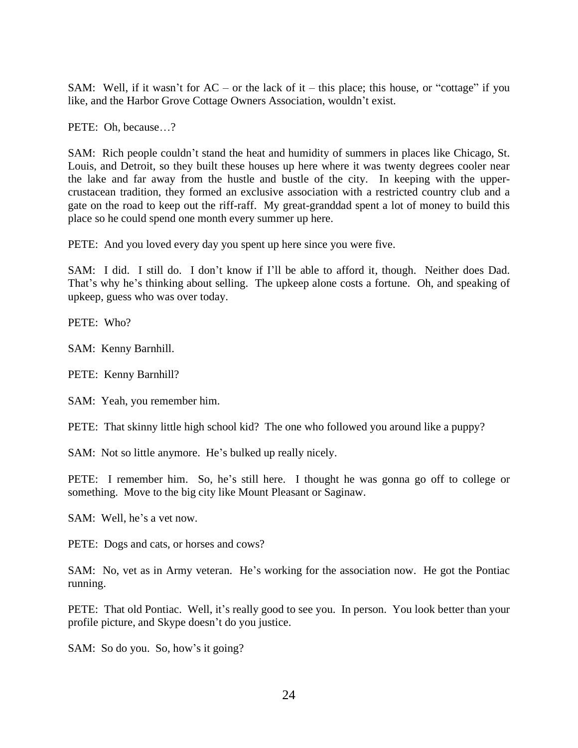SAM: Well, if it wasn't for AC – or the lack of it – this place; this house, or "cottage" if you like, and the Harbor Grove Cottage Owners Association, wouldn't exist.

PETE: Oh, because…?

SAM: Rich people couldn't stand the heat and humidity of summers in places like Chicago, St. Louis, and Detroit, so they built these houses up here where it was twenty degrees cooler near the lake and far away from the hustle and bustle of the city. In keeping with the upper-crustacean tradition, they formed an exclusive association with a restricted country club and a gate on the road to keep out the riff-raff. My great-granddad spent a lot of money to build this place so he could spend one month every summer up here.

PETE: And you loved every day you spent up here since you were five.

SAM: I did. I still do. I don't know if I'll be able to afford it, though. Neither does Dad. That's why he's thinking about selling. The upkeep alone costs a fortune. Oh, and speaking of upkeep, guess who was over today.

PETE: Who?

SAM: Kenny Barnhill.

PETE: Kenny Barnhill?

SAM: Yeah, you remember him.

PETE: That skinny little high school kid? The one who followed you around like a puppy?

SAM: Not so little anymore. He's bulked up really nicely.

PETE: I remember him. So, he's still here. I thought he was gonna go off to college or something. Move to the big city like Mount Pleasant or Saginaw.

SAM: Well, he's a vet now.

PETE: Dogs and cats, or horses and cows?

SAM: No, vet as in Army veteran. He's working for the association now. He got the Pontiac running.

PETE: That old Pontiac. Well, it's really good to see you. In person. You look better than your profile picture, and Skype doesn't do you justice.

SAM: So do you. So, how's it going?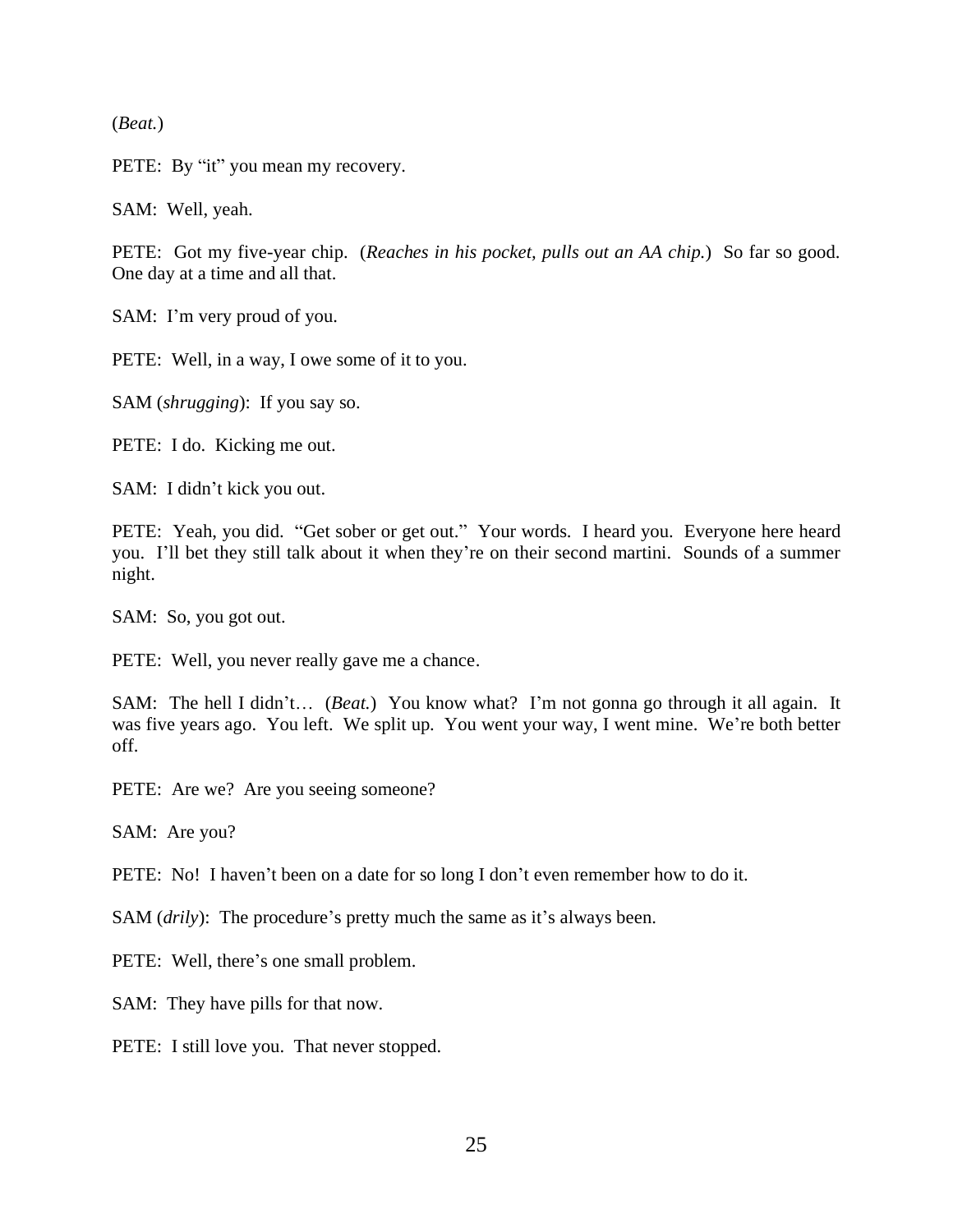(*Beat.*)

PETE: By "it" you mean my recovery.

SAM: Well, yeah.

PETE: Got my five-year chip. (*Reaches in his pocket, pulls out an AA chip.*) So far so good. One day at a time and all that.

SAM: I'm very proud of you.

PETE: Well, in a way, I owe some of it to you.

SAM (*shrugging*): If you say so.

PETE: I do. Kicking me out.

SAM: I didn't kick you out.

PETE: Yeah, you did. "Get sober or get out." Your words. I heard you. Everyone here heard you. I'll bet they still talk about it when they're on their second martini. Sounds of a summer night.

SAM: So, you got out.

PETE: Well, you never really gave me a chance.

SAM: The hell I didn't… (*Beat.*) You know what? I'm not gonna go through it all again. It was five years ago. You left. We split up. You went your way, I went mine. We're both better off.

PETE: Are we? Are you seeing someone?

SAM: Are you?

PETE: No! I haven't been on a date for so long I don't even remember how to do it.

SAM (*drily*): The procedure's pretty much the same as it's always been.

PETE: Well, there's one small problem.

SAM: They have pills for that now.

PETE: I still love you. That never stopped.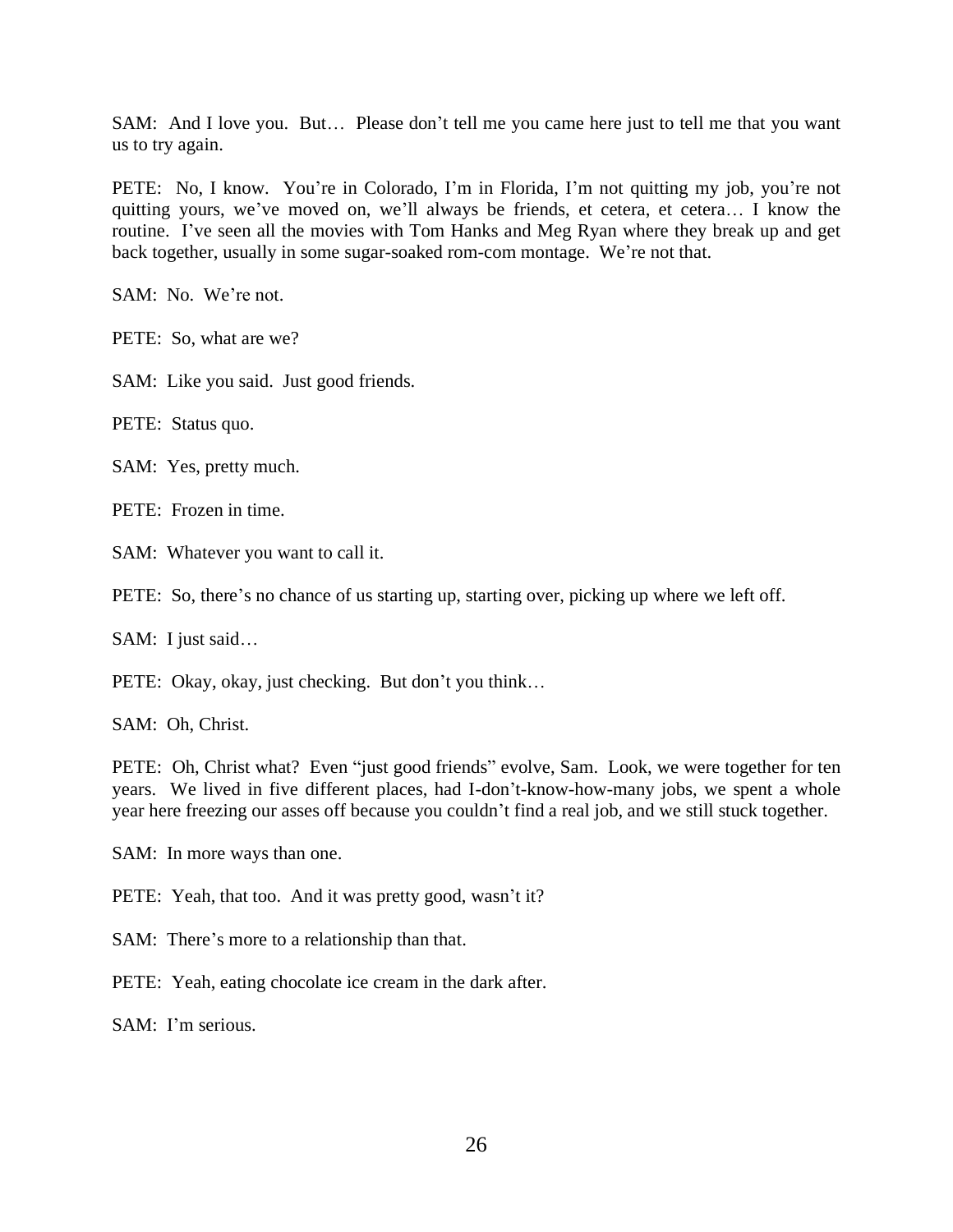SAM: And I love you. But… Please don't tell me you came here just to tell me that you want us to try again.

PETE: No, I know. You're in Colorado, I'm in Florida, I'm not quitting my job, you're not quitting yours, we've moved on, we'll always be friends, et cetera, et cetera… I know the routine. I've seen all the movies with Tom Hanks and Meg Ryan where they break up and get back together, usually in some sugar-soaked rom-com montage. We're not that.

SAM: No. We're not.

PETE: So, what are we?

SAM: Like you said. Just good friends.

PETE: Status quo.

SAM: Yes, pretty much.

PETE: Frozen in time.

SAM: Whatever you want to call it.

PETE: So, there's no chance of us starting up, starting over, picking up where we left off.

SAM: I just said…

PETE: Okay, okay, just checking. But don't you think…

SAM: Oh, Christ.

PETE: Oh, Christ what? Even "just good friends" evolve, Sam. Look, we were together for ten years. We lived in five different places, had I-don't-know-how-many jobs, we spent a whole year here freezing our asses off because you couldn't find a real job, and we still stuck together.

SAM: In more ways than one.

PETE: Yeah, that too. And it was pretty good, wasn't it?

SAM: There's more to a relationship than that.

PETE: Yeah, eating chocolate ice cream in the dark after.

SAM: I'm serious.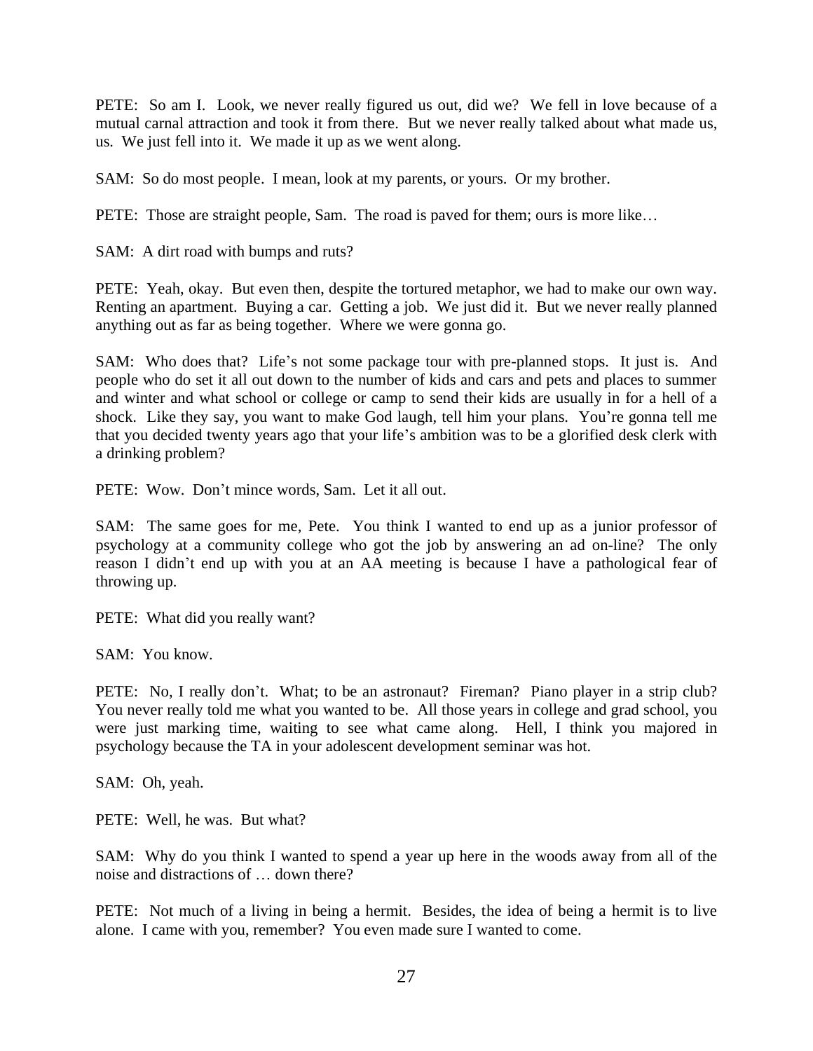PETE: So am I. Look, we never really figured us out, did we? We fell in love because of a mutual carnal attraction and took it from there. But we never really talked about what made us, us. We just fell into it. We made it up as we went along.

SAM: So do most people. I mean, look at my parents, or yours. Or my brother.

PETE: Those are straight people, Sam. The road is paved for them; ours is more like…

SAM: A dirt road with bumps and ruts?

PETE: Yeah, okay. But even then, despite the tortured metaphor, we had to make our own way. Renting an apartment. Buying a car. Getting a job. We just did it. But we never really planned anything out as far as being together. Where we were gonna go.

SAM: Who does that? Life's not some package tour with pre-planned stops. It just is. And people who do set it all out down to the number of kids and cars and pets and places to summer and winter and what school or college or camp to send their kids are usually in for a hell of a shock. Like they say, you want to make God laugh, tell him your plans. You're gonna tell me that you decided twenty years ago that your life's ambition was to be a glorified desk clerk with a drinking problem?

PETE: Wow. Don't mince words, Sam. Let it all out.

SAM: The same goes for me, Pete. You think I wanted to end up as a junior professor of psychology at a community college who got the job by answering an ad on-line? The only reason I didn't end up with you at an AA meeting is because I have a pathological fear of throwing up.

PETE: What did you really want?

SAM: You know.

PETE: No, I really don't. What; to be an astronaut? Fireman? Piano player in a strip club? You never really told me what you wanted to be. All those years in college and grad school, you were just marking time, waiting to see what came along. Hell, I think you majored in psychology because the TA in your adolescent development seminar was hot.

SAM: Oh, yeah.

PETE: Well, he was. But what?

SAM: Why do you think I wanted to spend a year up here in the woods away from all of the noise and distractions of … down there?

PETE: Not much of a living in being a hermit. Besides, the idea of being a hermit is to live alone. I came with you, remember? You even made sure I wanted to come.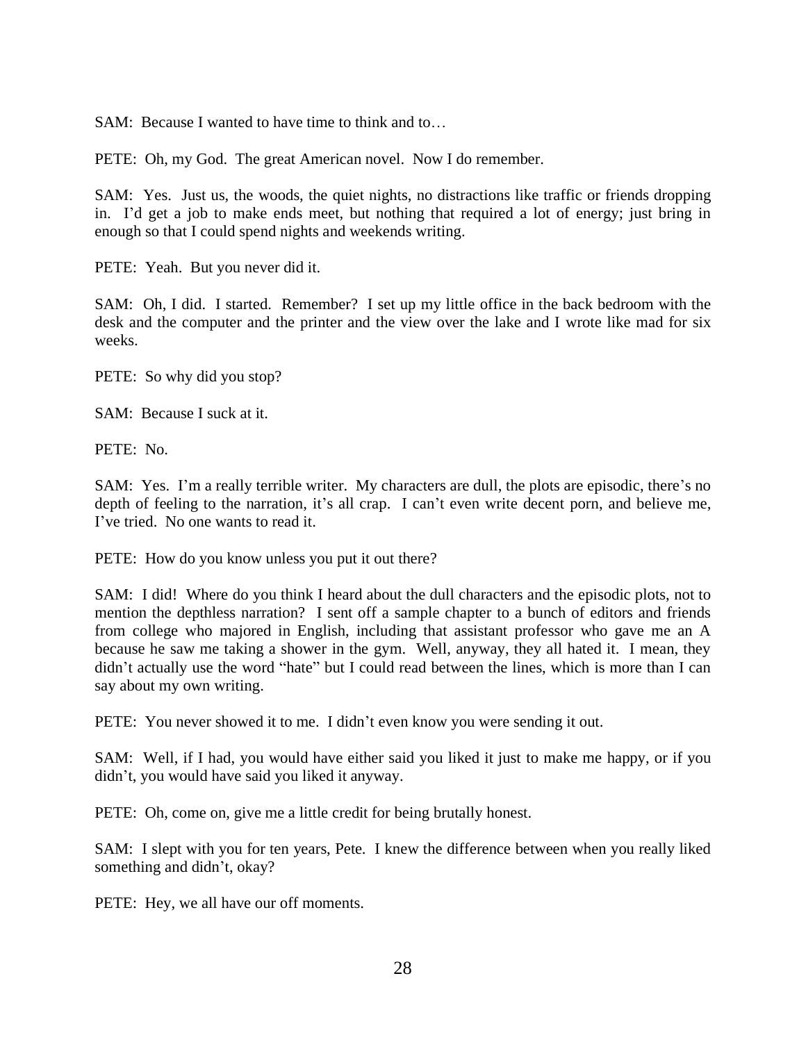SAM: Because I wanted to have time to think and to…

PETE: Oh, my God. The great American novel. Now I do remember.

SAM: Yes. Just us, the woods, the quiet nights, no distractions like traffic or friends dropping in. I'd get a job to make ends meet, but nothing that required a lot of energy; just bring in enough so that I could spend nights and weekends writing.

PETE: Yeah. But you never did it.

SAM: Oh, I did. I started. Remember? I set up my little office in the back bedroom with the desk and the computer and the printer and the view over the lake and I wrote like mad for six weeks.

PETE: So why did you stop?

SAM: Because I suck at it.

PETE: No.

SAM: Yes. I'm a really terrible writer. My characters are dull, the plots are episodic, there's no depth of feeling to the narration, it's all crap. I can't even write decent porn, and believe me, I've tried. No one wants to read it.

PETE: How do you know unless you put it out there?

SAM: I did! Where do you think I heard about the dull characters and the episodic plots, not to mention the depthless narration? I sent off a sample chapter to a bunch of editors and friends from college who majored in English, including that assistant professor who gave me an A because he saw me taking a shower in the gym. Well, anyway, they all hated it. I mean, they didn't actually use the word "hate" but I could read between the lines, which is more than I can say about my own writing.

PETE: You never showed it to me. I didn't even know you were sending it out.

SAM: Well, if I had, you would have either said you liked it just to make me happy, or if you didn't, you would have said you liked it anyway.

PETE: Oh, come on, give me a little credit for being brutally honest.

SAM: I slept with you for ten years, Pete. I knew the difference between when you really liked something and didn't, okay?

PETE: Hey, we all have our off moments.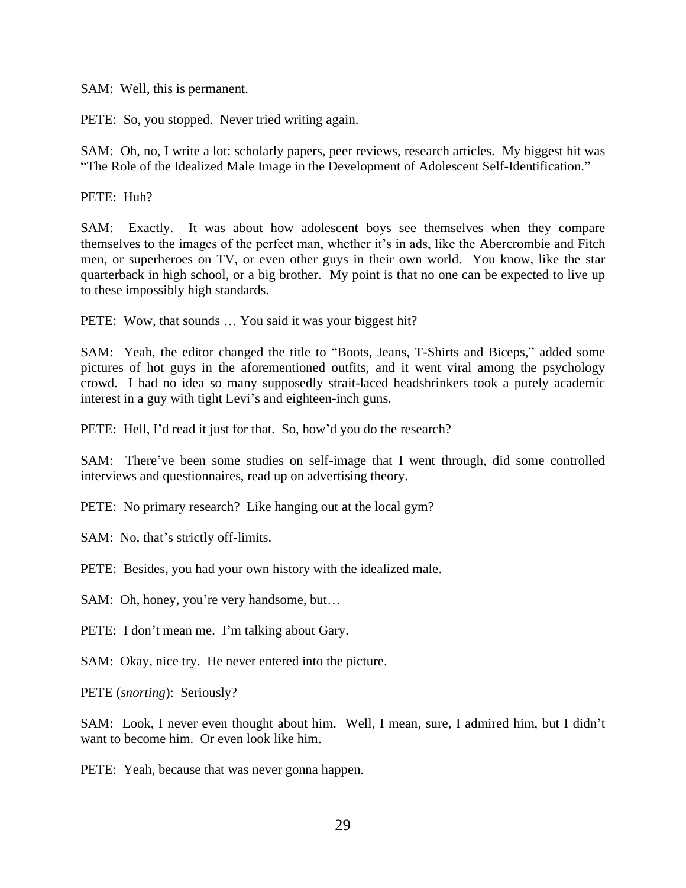SAM: Well, this is permanent.

PETE: So, you stopped. Never tried writing again.

SAM: Oh, no, I write a lot: scholarly papers, peer reviews, research articles. My biggest hit was "The Role of the Idealized Male Image in the Development of Adolescent Self-Identification."

PETE: Huh?

SAM: Exactly. It was about how adolescent boys see themselves when they compare themselves to the images of the perfect man, whether it's in ads, like the Abercrombie and Fitch men, or superheroes on TV, or even other guys in their own world. You know, like the star quarterback in high school, or a big brother. My point is that no one can be expected to live up to these impossibly high standards.

PETE: Wow, that sounds … You said it was your biggest hit?

SAM: Yeah, the editor changed the title to "Boots, Jeans, T-Shirts and Biceps," added some pictures of hot guys in the aforementioned outfits, and it went viral among the psychology crowd. I had no idea so many supposedly strait-laced headshrinkers took a purely academic interest in a guy with tight Levi's and eighteen-inch guns.

PETE: Hell, I'd read it just for that. So, how'd you do the research?

SAM: There've been some studies on self-image that I went through, did some controlled interviews and questionnaires, read up on advertising theory.

PETE: No primary research? Like hanging out at the local gym?

SAM: No, that's strictly off-limits.

PETE: Besides, you had your own history with the idealized male.

SAM: Oh, honey, you're very handsome, but…

PETE: I don't mean me. I'm talking about Gary.

SAM: Okay, nice try. He never entered into the picture.

PETE (*snorting*): Seriously?

SAM: Look, I never even thought about him. Well, I mean, sure, I admired him, but I didn't want to become him. Or even look like him.

PETE: Yeah, because that was never gonna happen.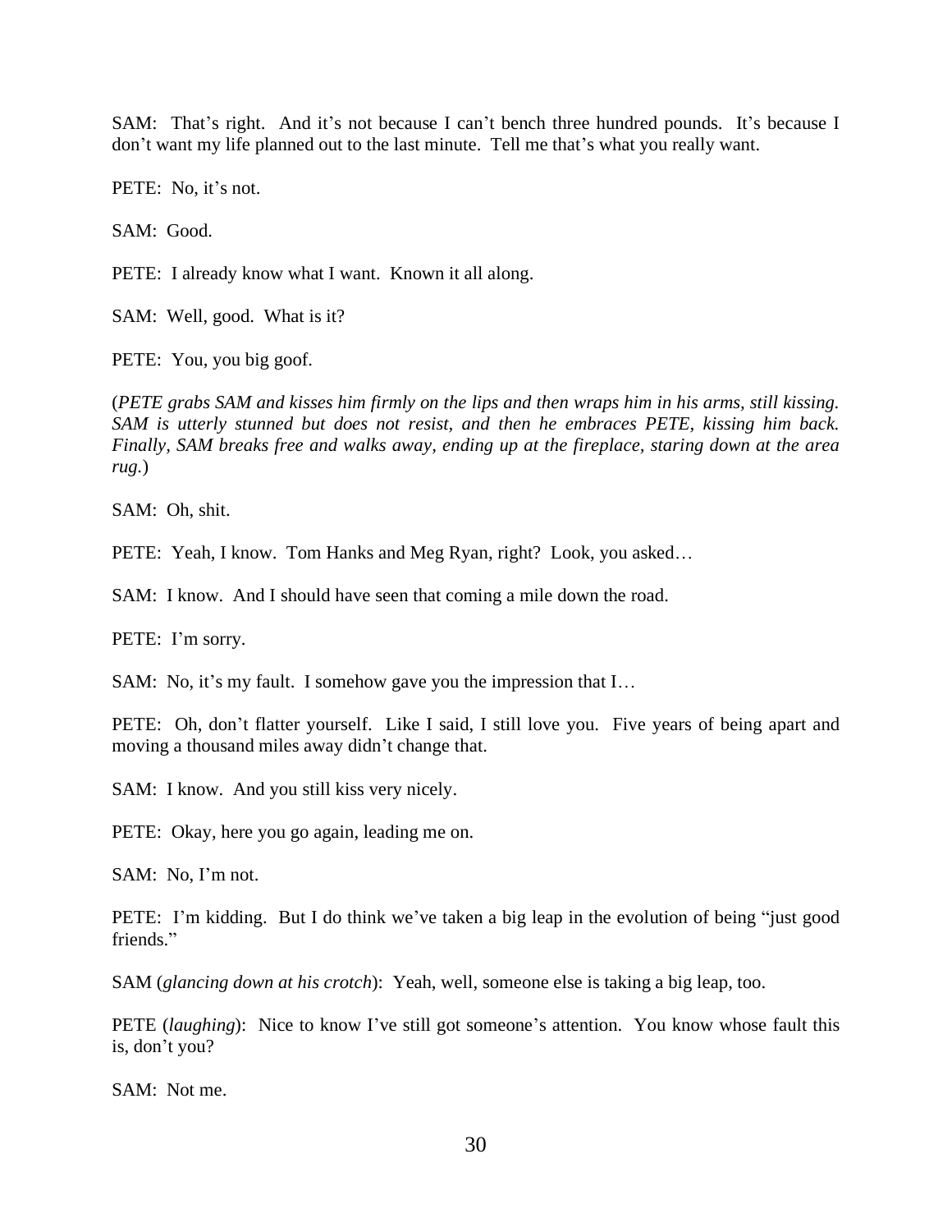SAM: That's right. And it's not because I can't bench three hundred pounds. It's because I don't want my life planned out to the last minute. Tell me that's what you really want.

PETE: No, it's not.

SAM: Good.

PETE: I already know what I want. Known it all along.

SAM: Well, good. What is it?

PETE: You, you big goof.

(*PETE grabs SAM and kisses him firmly on the lips and then wraps him in his arms, still kissing. SAM is utterly stunned but does not resist, and then he embraces PETE, kissing him back. Finally, SAM breaks free and walks away, ending up at the fireplace, staring down at the area rug.*)

SAM: Oh, shit.

PETE: Yeah, I know. Tom Hanks and Meg Ryan, right? Look, you asked…

SAM: I know. And I should have seen that coming a mile down the road.

PETE: I'm sorry.

SAM: No, it's my fault. I somehow gave you the impression that I…

PETE: Oh, don't flatter yourself. Like I said, I still love you. Five years of being apart and moving a thousand miles away didn't change that.

SAM: I know. And you still kiss very nicely.

PETE: Okay, here you go again, leading me on.

SAM: No, I'm not.

PETE: I'm kidding. But I do think we've taken a big leap in the evolution of being "just good friends."

SAM (*glancing down at his crotch*): Yeah, well, someone else is taking a big leap, too.

PETE (*laughing*): Nice to know I've still got someone's attention. You know whose fault this is, don't you?

SAM: Not me.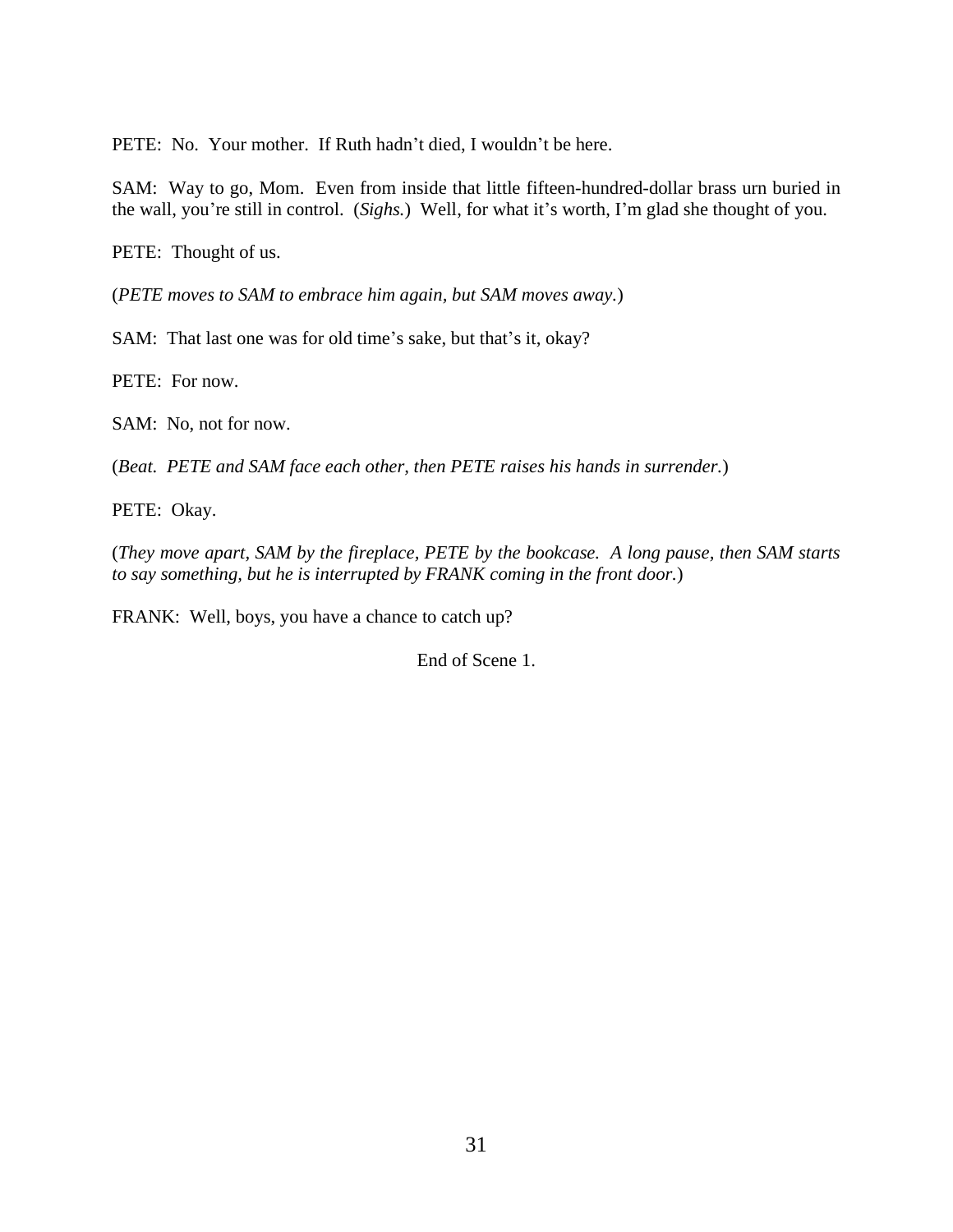PETE: No. Your mother. If Ruth hadn't died, I wouldn't be here.

SAM: Way to go, Mom. Even from inside that little fifteen-hundred-dollar brass urn buried in the wall, you're still in control. (*Sighs.*) Well, for what it's worth, I'm glad she thought of you.

PETE: Thought of us.

(*PETE moves to SAM to embrace him again, but SAM moves away.*)

SAM: That last one was for old time's sake, but that's it, okay?

PETE: For now.

SAM: No, not for now.

(*Beat. PETE and SAM face each other, then PETE raises his hands in surrender.*)

PETE: Okay.

(*They move apart, SAM by the fireplace, PETE by the bookcase. A long pause, then SAM starts to say something, but he is interrupted by FRANK coming in the front door.*)

FRANK: Well, boys, you have a chance to catch up?

End of Scene 1.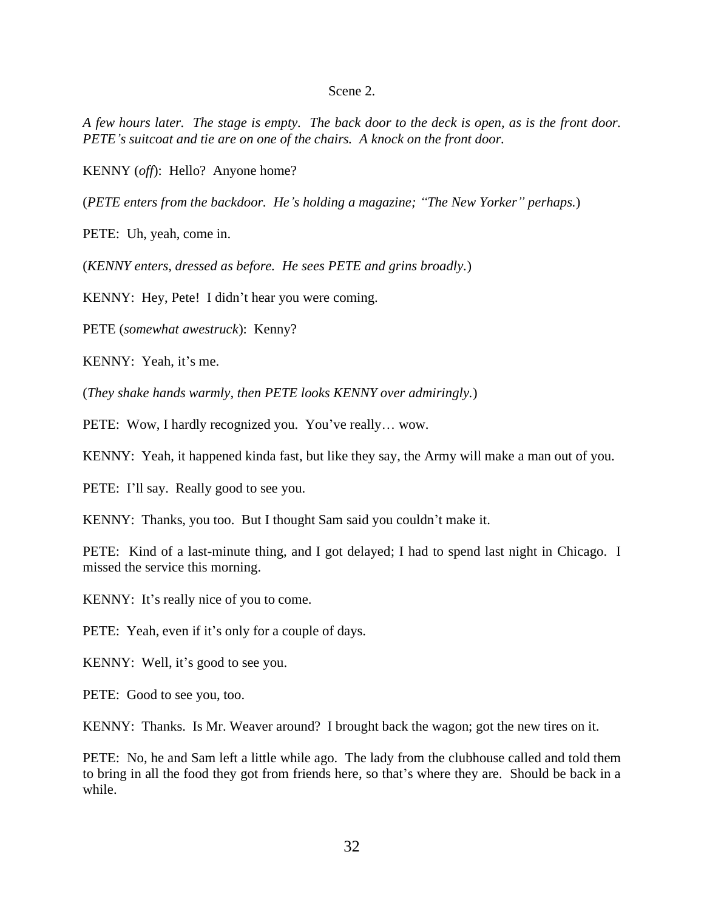Scene 2.

*A few hours later. The stage is empty. The back door to the deck is open, as is the front door. PETE's suitcoat and tie are on one of the chairs. A knock on the front door.*

KENNY (*off*): Hello? Anyone home?

(*PETE enters from the backdoor. He's holding a magazine; "The New Yorker" perhaps.*)

PETE: Uh, yeah, come in.

(*KENNY enters, dressed as before. He sees PETE and grins broadly.*)

KENNY: Hey, Pete! I didn't hear you were coming.

PETE (*somewhat awestruck*): Kenny?

KENNY: Yeah, it's me.

(*They shake hands warmly, then PETE looks KENNY over admiringly.*)

PETE: Wow, I hardly recognized you. You've really… wow.

KENNY: Yeah, it happened kinda fast, but like they say, the Army will make a man out of you.

PETE: I'll say. Really good to see you.

KENNY: Thanks, you too. But I thought Sam said you couldn't make it.

PETE: Kind of a last-minute thing, and I got delayed; I had to spend last night in Chicago. I missed the service this morning.

KENNY: It's really nice of you to come.

PETE: Yeah, even if it's only for a couple of days.

KENNY: Well, it's good to see you.

PETE: Good to see you, too.

KENNY: Thanks. Is Mr. Weaver around? I brought back the wagon; got the new tires on it.

PETE: No, he and Sam left a little while ago. The lady from the clubhouse called and told them to bring in all the food they got from friends here, so that's where they are. Should be back in a while.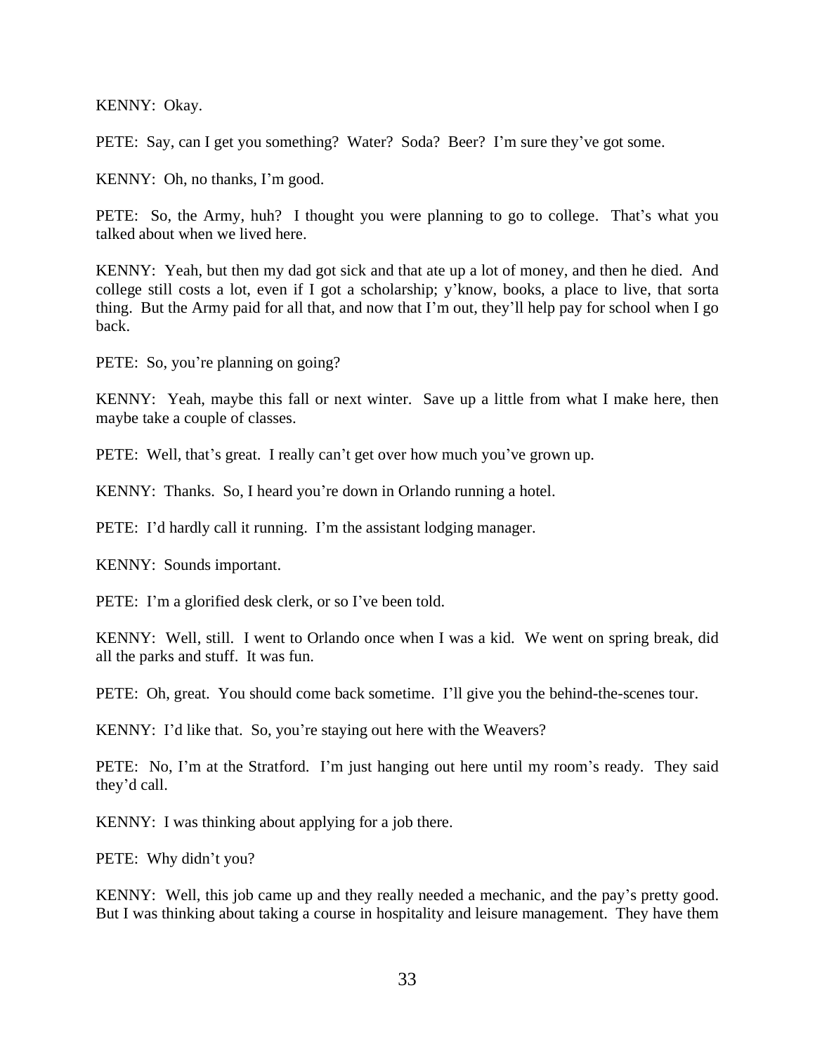KENNY: Okay.

PETE: Say, can I get you something? Water? Soda? Beer? I'm sure they've got some.

KENNY: Oh, no thanks, I'm good.

PETE: So, the Army, huh? I thought you were planning to go to college. That's what you talked about when we lived here.

KENNY: Yeah, but then my dad got sick and that ate up a lot of money, and then he died. And college still costs a lot, even if I got a scholarship; y'know, books, a place to live, that sorta thing. But the Army paid for all that, and now that I'm out, they'll help pay for school when I go back.

PETE: So, you're planning on going?

KENNY: Yeah, maybe this fall or next winter. Save up a little from what I make here, then maybe take a couple of classes.

PETE: Well, that's great. I really can't get over how much you've grown up.

KENNY: Thanks. So, I heard you're down in Orlando running a hotel.

PETE: I'd hardly call it running. I'm the assistant lodging manager.

KENNY: Sounds important.

PETE: I'm a glorified desk clerk, or so I've been told.

KENNY: Well, still. I went to Orlando once when I was a kid. We went on spring break, did all the parks and stuff. It was fun.

PETE: Oh, great. You should come back sometime. I'll give you the behind-the-scenes tour.

KENNY: I'd like that. So, you're staying out here with the Weavers?

PETE: No, I'm at the Stratford. I'm just hanging out here until my room's ready. They said they'd call.

KENNY: I was thinking about applying for a job there.

PETE: Why didn't you?

KENNY: Well, this job came up and they really needed a mechanic, and the pay's pretty good. But I was thinking about taking a course in hospitality and leisure management. They have them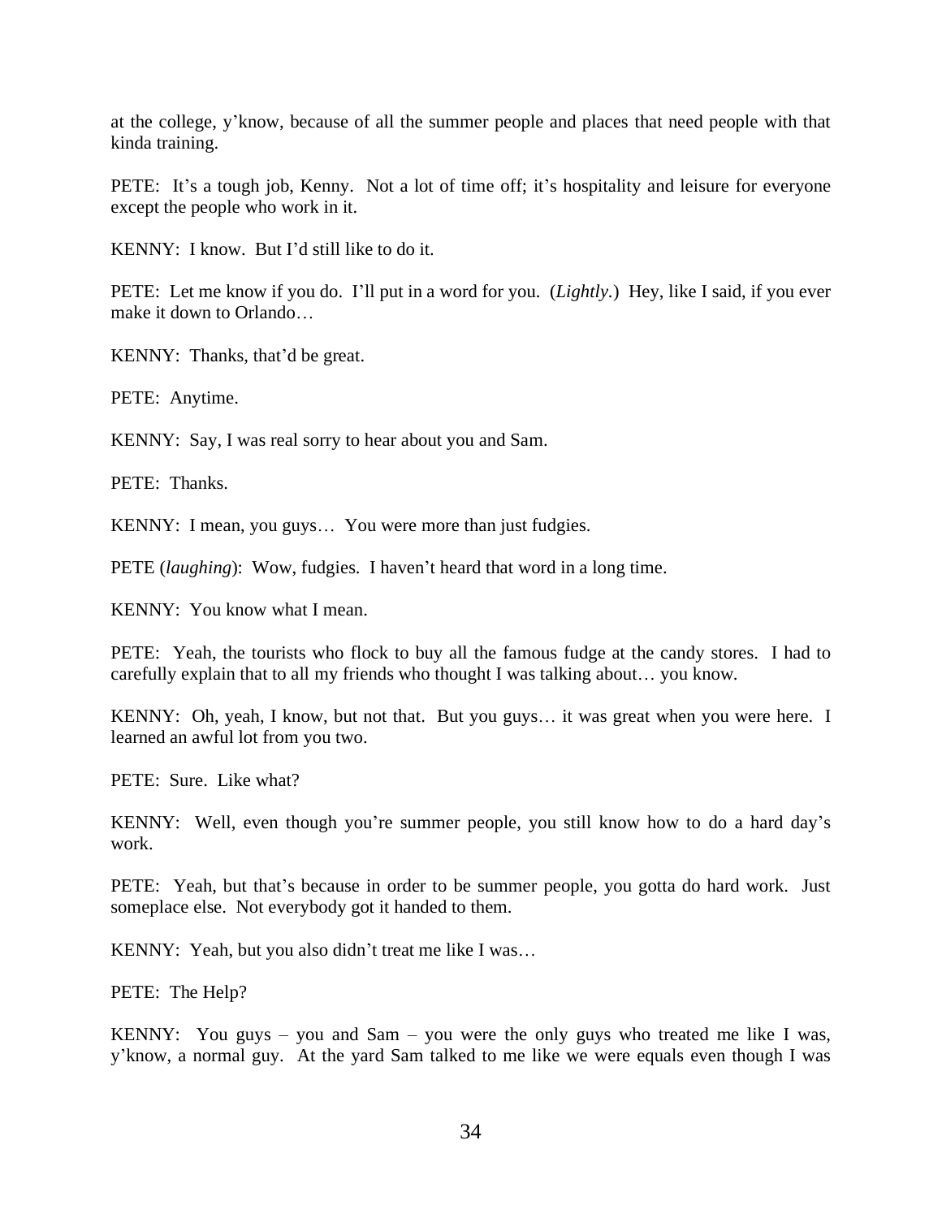at the college, y'know, because of all the summer people and places that need people with that kinda training.

PETE: It's a tough job, Kenny. Not a lot of time off; it's hospitality and leisure for everyone except the people who work in it.

KENNY: I know. But I'd still like to do it.

PETE: Let me know if you do. I'll put in a word for you. (*Lightly*.) Hey, like I said, if you ever make it down to Orlando…

KENNY: Thanks, that'd be great.

PETE: Anytime.

KENNY: Say, I was real sorry to hear about you and Sam.

PETE: Thanks.

KENNY: I mean, you guys… You were more than just fudgies.

PETE (*laughing*): Wow, fudgies. I haven't heard that word in a long time.

KENNY: You know what I mean.

PETE: Yeah, the tourists who flock to buy all the famous fudge at the candy stores. I had to carefully explain that to all my friends who thought I was talking about… you know.

KENNY: Oh, yeah, I know, but not that. But you guys… it was great when you were here. I learned an awful lot from you two.

PETE: Sure. Like what?

KENNY: Well, even though you're summer people, you still know how to do a hard day's work.

PETE: Yeah, but that's because in order to be summer people, you gotta do hard work. Just someplace else. Not everybody got it handed to them.

KENNY: Yeah, but you also didn't treat me like I was…

PETE: The Help?

KENNY: You guys – you and Sam – you were the only guys who treated me like I was, y'know, a normal guy. At the yard Sam talked to me like we were equals even though I was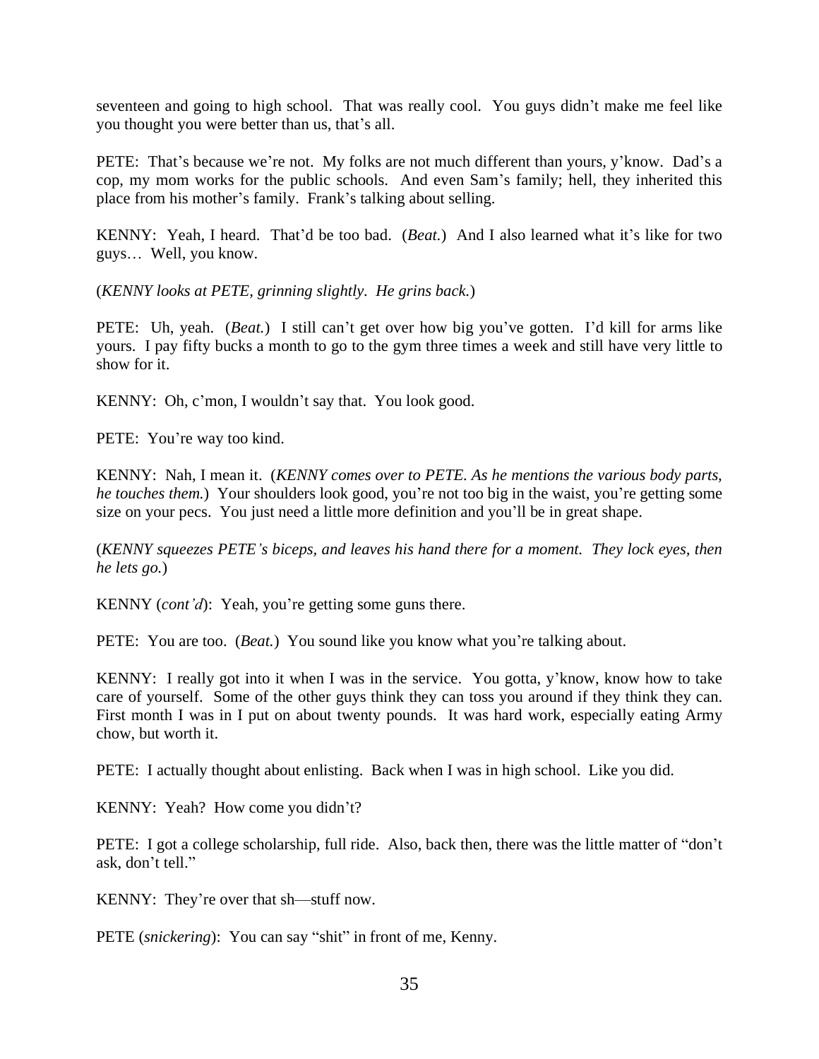seventeen and going to high school. That was really cool. You guys didn't make me feel like you thought you were better than us, that's all.

PETE: That's because we're not. My folks are not much different than yours, y'know. Dad's a cop, my mom works for the public schools. And even Sam's family; hell, they inherited this place from his mother's family. Frank's talking about selling.

KENNY: Yeah, I heard. That'd be too bad. (*Beat.*) And I also learned what it's like for two guys… Well, you know.

(*KENNY looks at PETE, grinning slightly. He grins back.*)

PETE: Uh, yeah. (*Beat.*) I still can't get over how big you've gotten. I'd kill for arms like yours. I pay fifty bucks a month to go to the gym three times a week and still have very little to show for it.

KENNY: Oh, c'mon, I wouldn't say that. You look good.

PETE: You're way too kind.

KENNY: Nah, I mean it. (*KENNY comes over to PETE. As he mentions the various body parts, he touches them.*) Your shoulders look good, you're not too big in the waist, you're getting some size on your pecs. You just need a little more definition and you'll be in great shape.

(*KENNY squeezes PETE's biceps, and leaves his hand there for a moment. They lock eyes, then he lets go.*)

KENNY (*cont'd*): Yeah, you're getting some guns there.

PETE: You are too. (*Beat.*) You sound like you know what you're talking about.

KENNY: I really got into it when I was in the service. You gotta, y'know, know how to take care of yourself. Some of the other guys think they can toss you around if they think they can. First month I was in I put on about twenty pounds. It was hard work, especially eating Army chow, but worth it.

PETE: I actually thought about enlisting. Back when I was in high school. Like you did.

KENNY: Yeah? How come you didn't?

PETE: I got a college scholarship, full ride. Also, back then, there was the little matter of "don't ask, don't tell."

KENNY: They're over that sh—stuff now.

PETE (*snickering*): You can say "shit" in front of me, Kenny.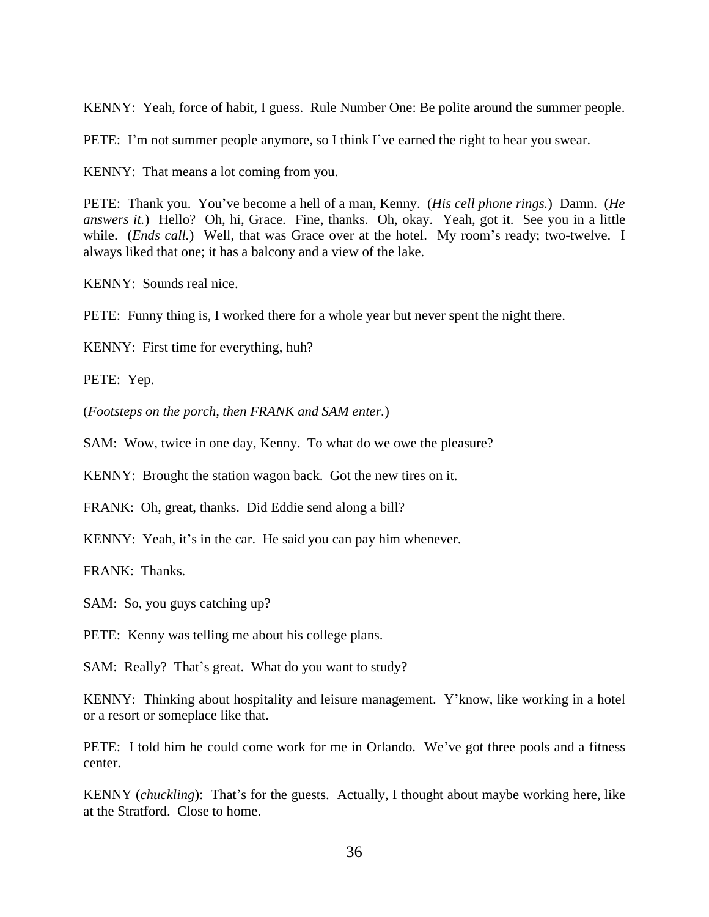KENNY: Yeah, force of habit, I guess. Rule Number One: Be polite around the summer people.

PETE: I'm not summer people anymore, so I think I've earned the right to hear you swear.

KENNY: That means a lot coming from you.

PETE: Thank you. You've become a hell of a man, Kenny. (*His cell phone rings.*) Damn. (*He answers it.*) Hello? Oh, hi, Grace. Fine, thanks. Oh, okay. Yeah, got it. See you in a little while. (*Ends call.*) Well, that was Grace over at the hotel. My room's ready; two-twelve. I always liked that one; it has a balcony and a view of the lake.

KENNY: Sounds real nice.

PETE: Funny thing is, I worked there for a whole year but never spent the night there.

KENNY: First time for everything, huh?

PETE: Yep.

(*Footsteps on the porch, then FRANK and SAM enter.*)

SAM: Wow, twice in one day, Kenny. To what do we owe the pleasure?

KENNY: Brought the station wagon back. Got the new tires on it.

FRANK: Oh, great, thanks. Did Eddie send along a bill?

KENNY: Yeah, it's in the car. He said you can pay him whenever.

FRANK: Thanks.

SAM: So, you guys catching up?

PETE: Kenny was telling me about his college plans.

SAM: Really? That's great. What do you want to study?

KENNY: Thinking about hospitality and leisure management. Y'know, like working in a hotel or a resort or someplace like that.

PETE: I told him he could come work for me in Orlando. We've got three pools and a fitness center.

KENNY (*chuckling*): That's for the guests. Actually, I thought about maybe working here, like at the Stratford. Close to home.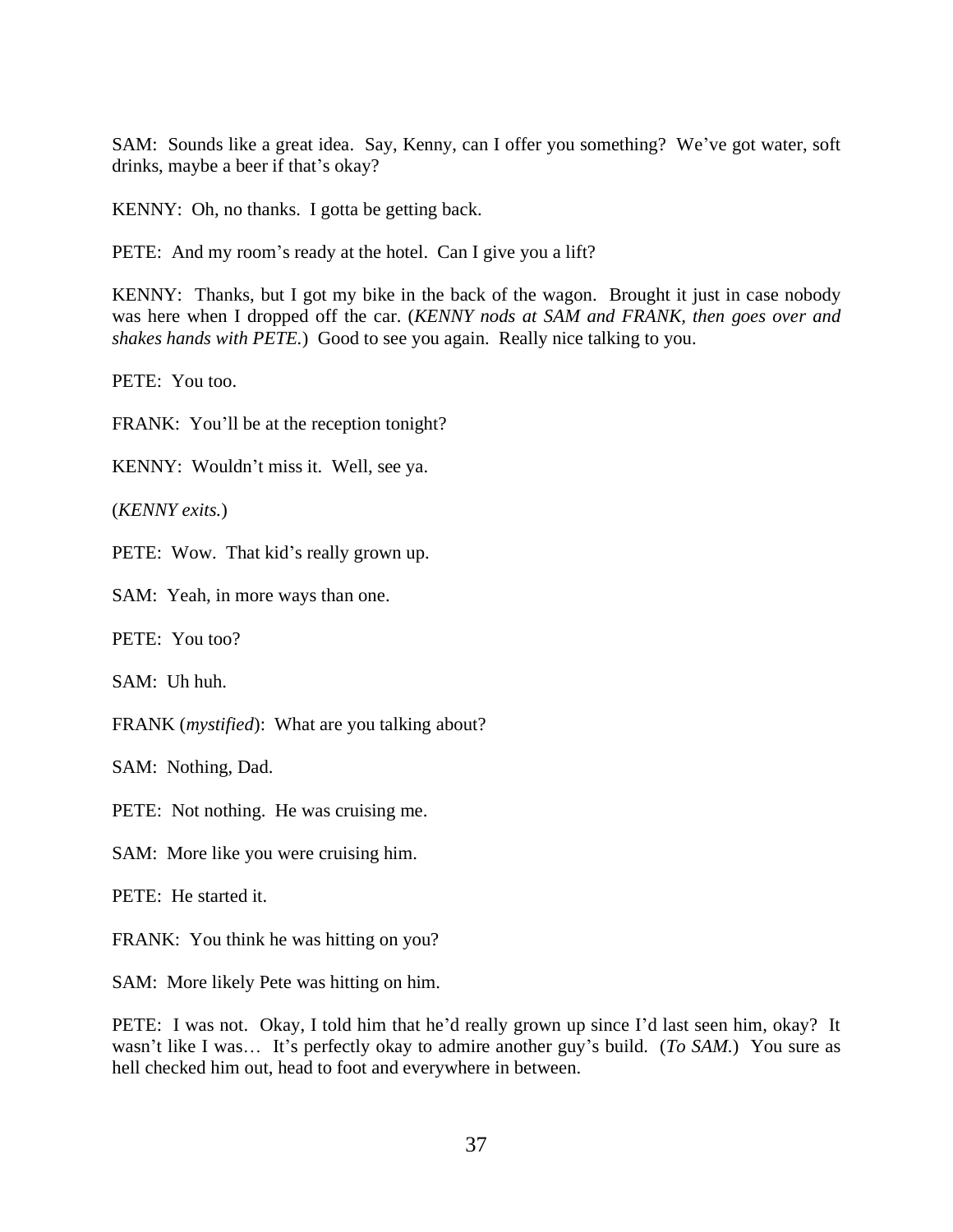SAM: Sounds like a great idea. Say, Kenny, can I offer you something? We've got water, soft drinks, maybe a beer if that's okay?

KENNY: Oh, no thanks. I gotta be getting back.

PETE: And my room's ready at the hotel. Can I give you a lift?

KENNY: Thanks, but I got my bike in the back of the wagon. Brought it just in case nobody was here when I dropped off the car. (*KENNY nods at SAM and FRANK, then goes over and shakes hands with PETE.*) Good to see you again. Really nice talking to you.

PETE: You too.

FRANK: You'll be at the reception tonight?

KENNY: Wouldn't miss it. Well, see ya.

(*KENNY exits.*)

PETE: Wow. That kid's really grown up.

SAM: Yeah, in more ways than one.

PETE: You too?

SAM: Uh huh.

FRANK (*mystified*): What are you talking about?

SAM: Nothing, Dad.

PETE: Not nothing. He was cruising me.

SAM: More like you were cruising him.

PETE: He started it.

FRANK: You think he was hitting on you?

SAM: More likely Pete was hitting on him.

PETE: I was not. Okay, I told him that he'd really grown up since I'd last seen him, okay? It wasn't like I was… It's perfectly okay to admire another guy's build. (*To SAM.*) You sure as hell checked him out, head to foot and everywhere in between.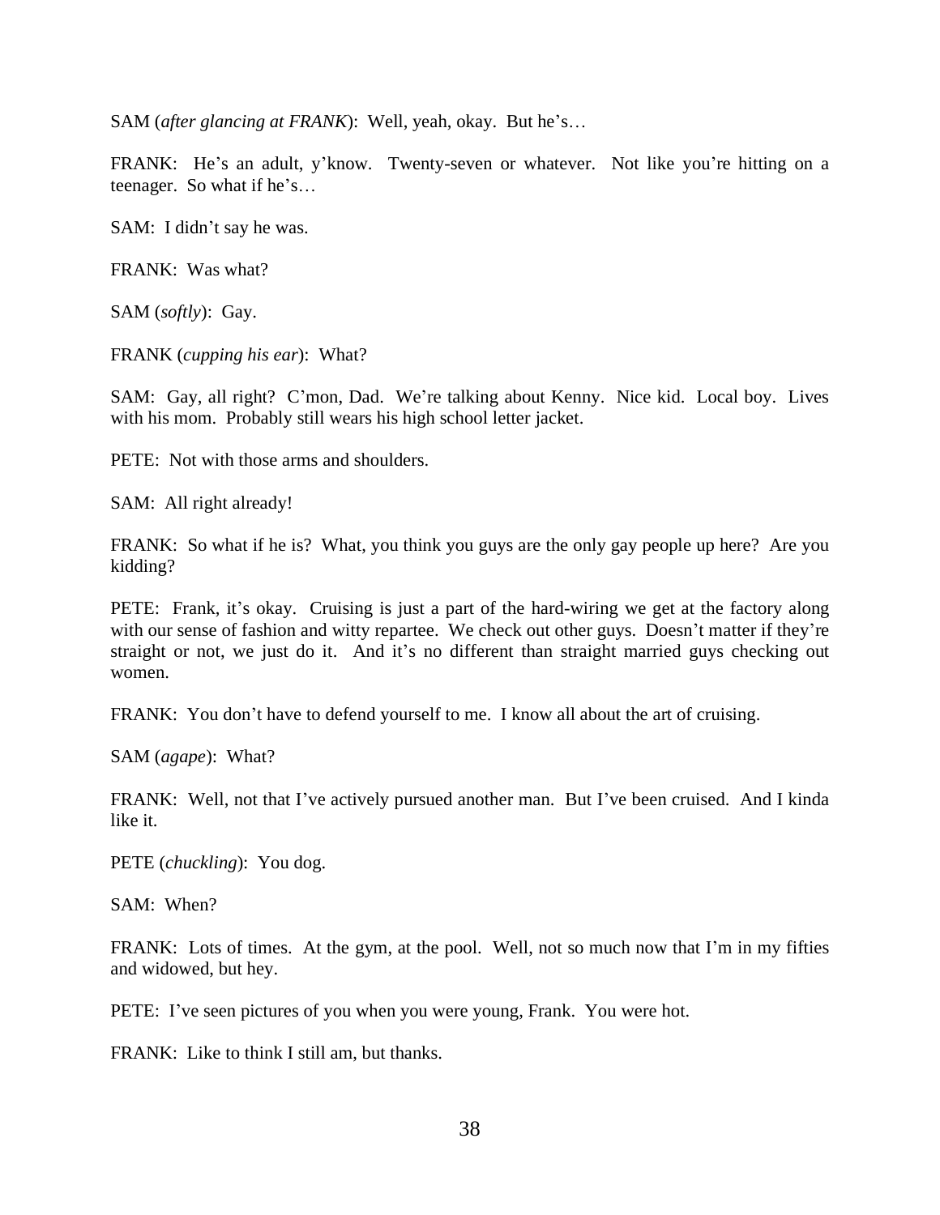SAM (*after glancing at FRANK*): Well, yeah, okay. But he's…

FRANK: He's an adult, y'know. Twenty-seven or whatever. Not like you're hitting on a teenager. So what if he's…

SAM: I didn't say he was.

FRANK: Was what?

SAM (*softly*): Gay.

FRANK (*cupping his ear*): What?

SAM: Gay, all right? C'mon, Dad. We're talking about Kenny. Nice kid. Local boy. Lives with his mom. Probably still wears his high school letter jacket.

PETE: Not with those arms and shoulders.

SAM: All right already!

FRANK: So what if he is? What, you think you guys are the only gay people up here? Are you kidding?

PETE: Frank, it's okay. Cruising is just a part of the hard-wiring we get at the factory along with our sense of fashion and witty repartee. We check out other guys. Doesn't matter if they're straight or not, we just do it. And it's no different than straight married guys checking out women.

FRANK: You don't have to defend yourself to me. I know all about the art of cruising.

SAM (*agape*): What?

FRANK: Well, not that I've actively pursued another man. But I've been cruised. And I kinda like it.

PETE (*chuckling*): You dog.

SAM: When?

FRANK: Lots of times. At the gym, at the pool. Well, not so much now that I'm in my fifties and widowed, but hey.

PETE: I've seen pictures of you when you were young, Frank. You were hot.

FRANK: Like to think I still am, but thanks.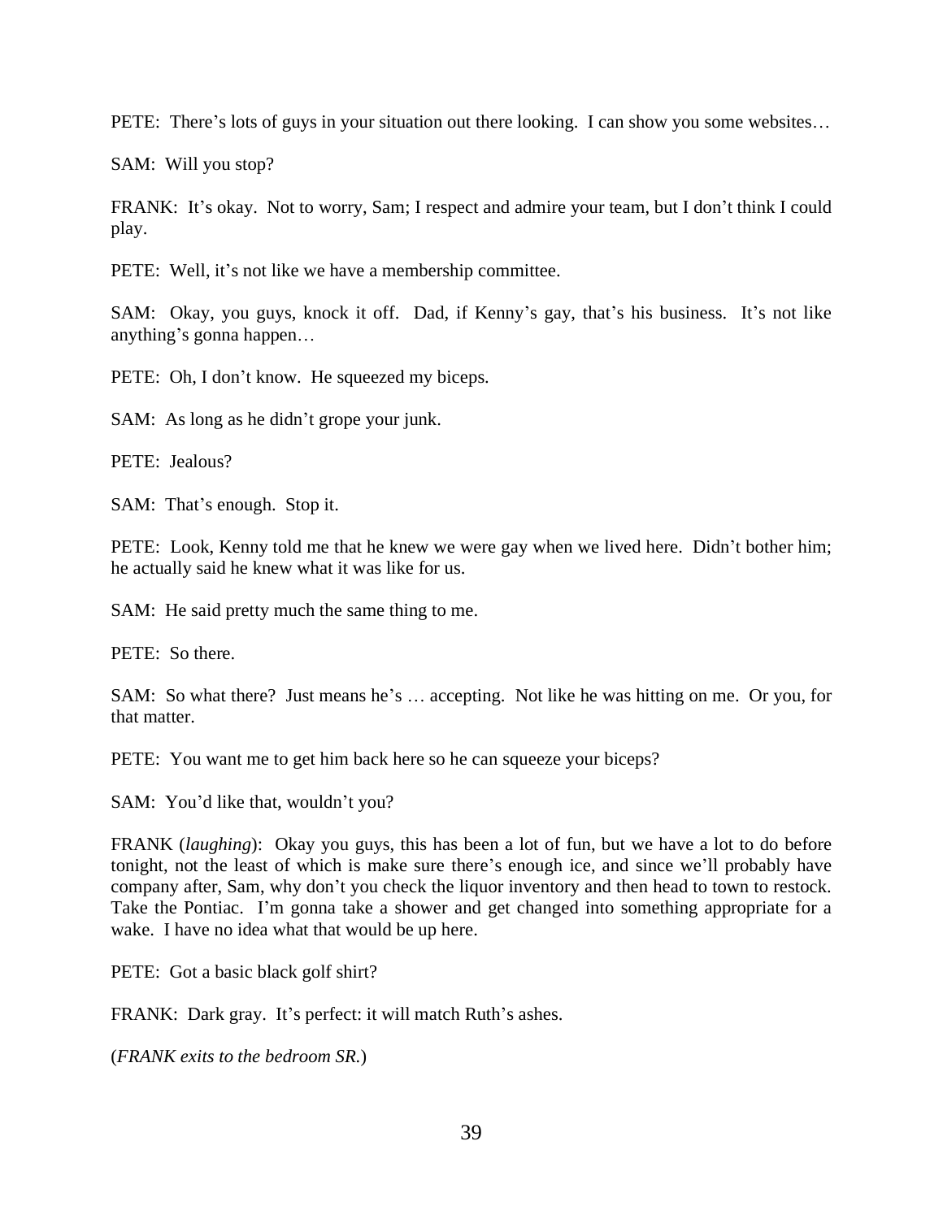PETE: There's lots of guys in your situation out there looking. I can show you some websites…

SAM: Will you stop?

FRANK: It's okay. Not to worry, Sam; I respect and admire your team, but I don't think I could play.

PETE: Well, it's not like we have a membership committee.

SAM: Okay, you guys, knock it off. Dad, if Kenny's gay, that's his business. It's not like anything's gonna happen…

PETE: Oh, I don't know. He squeezed my biceps.

SAM: As long as he didn't grope your junk.

PETE: Jealous?

SAM: That's enough. Stop it.

PETE: Look, Kenny told me that he knew we were gay when we lived here. Didn't bother him; he actually said he knew what it was like for us.

SAM: He said pretty much the same thing to me.

PETE: So there.

SAM: So what there? Just means he's … accepting. Not like he was hitting on me. Or you, for that matter.

PETE: You want me to get him back here so he can squeeze your biceps?

SAM: You'd like that, wouldn't you?

FRANK (*laughing*): Okay you guys, this has been a lot of fun, but we have a lot to do before tonight, not the least of which is make sure there's enough ice, and since we'll probably have company after, Sam, why don't you check the liquor inventory and then head to town to restock. Take the Pontiac. I'm gonna take a shower and get changed into something appropriate for a wake. I have no idea what that would be up here.

PETE: Got a basic black golf shirt?

FRANK: Dark gray. It's perfect: it will match Ruth's ashes.

(*FRANK exits to the bedroom SR.*)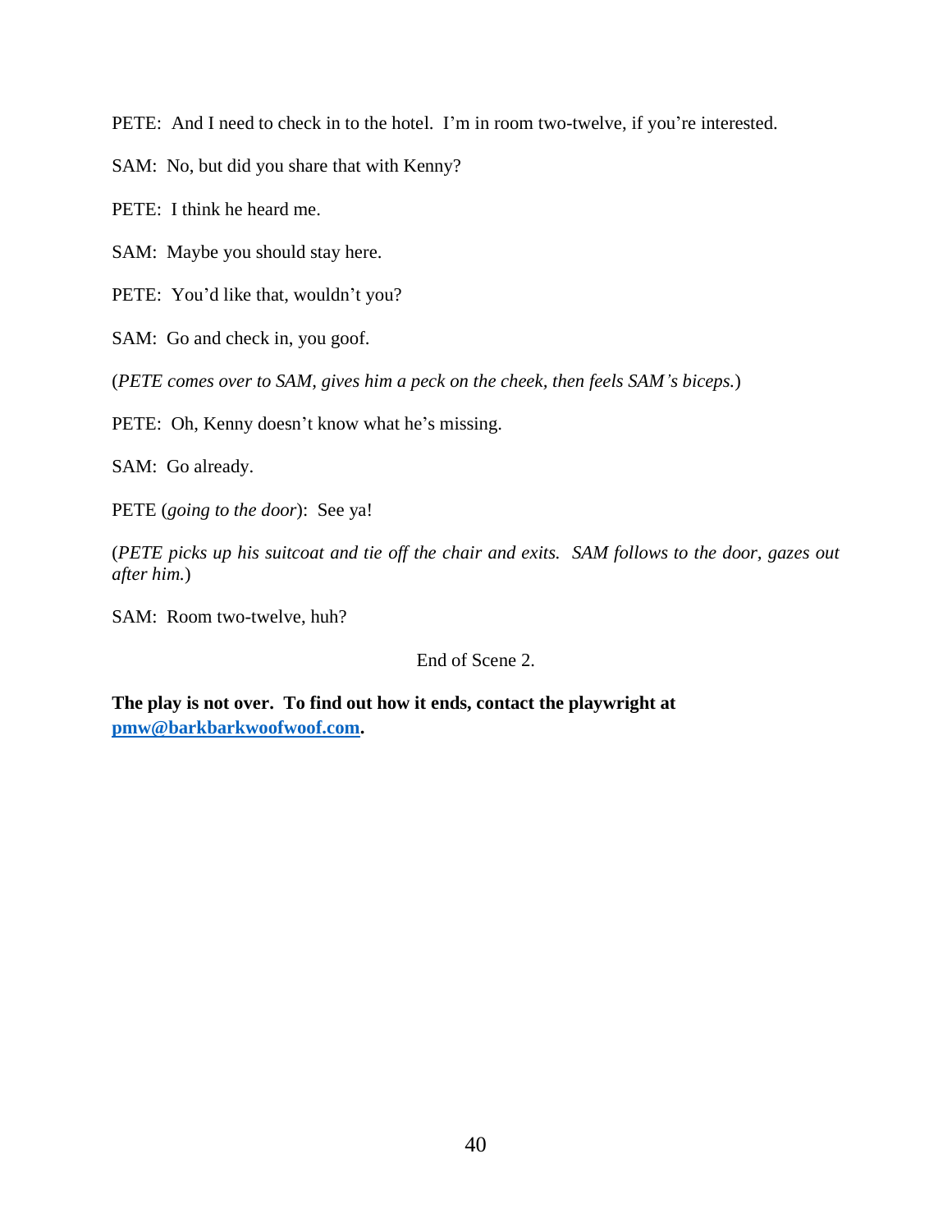PETE: And I need to check in to the hotel. I'm in room two-twelve, if you're interested.

SAM: No, but did you share that with Kenny?

PETE: I think he heard me.

SAM: Maybe you should stay here.

PETE: You'd like that, wouldn't you?

SAM: Go and check in, you goof.

(*PETE comes over to SAM, gives him a peck on the cheek, then feels SAM's biceps.*)

PETE: Oh, Kenny doesn't know what he's missing.

SAM: Go already.

PETE (*going to the door*): See ya!

(*PETE picks up his suitcoat and tie off the chair and exits. SAM follows to the door, gazes out after him.*)

SAM: Room two-twelve, huh?

End of Scene 2.

**The play is not over. To find out how it ends, contact the playwright at [pmw@barkbarkwoofwoof.com](mailto:pmw@barkbarkwoofwoof.com).**